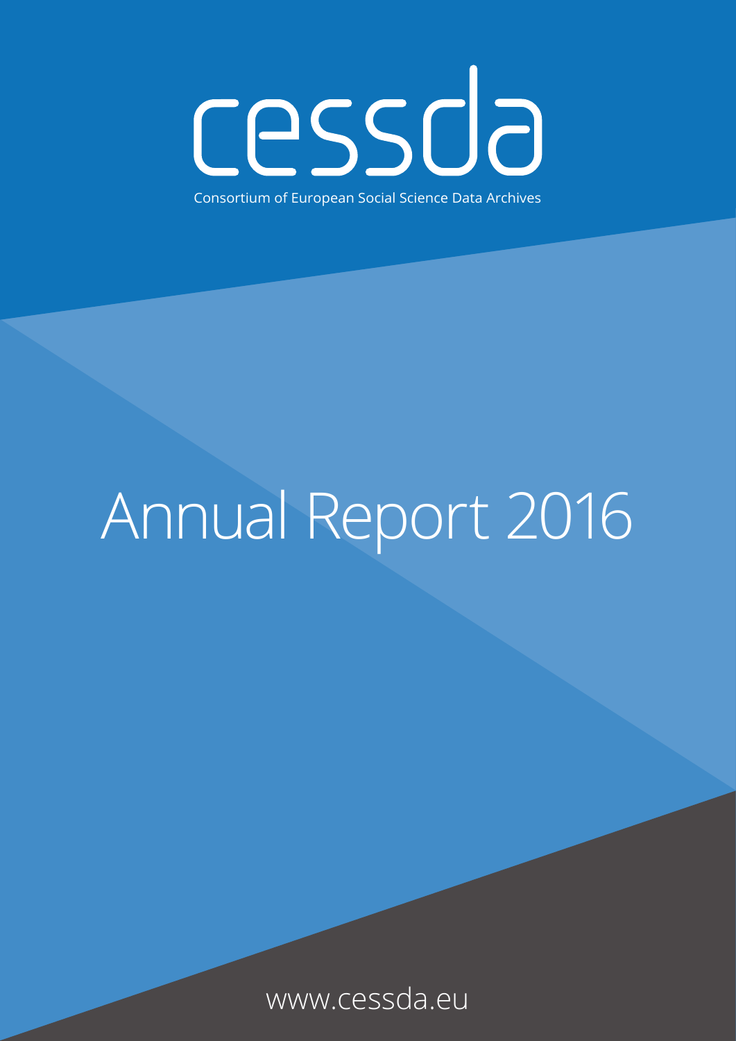cessda

Consortium of European Social Science Data Archives

# Annual Report 2016

www.cessda.eu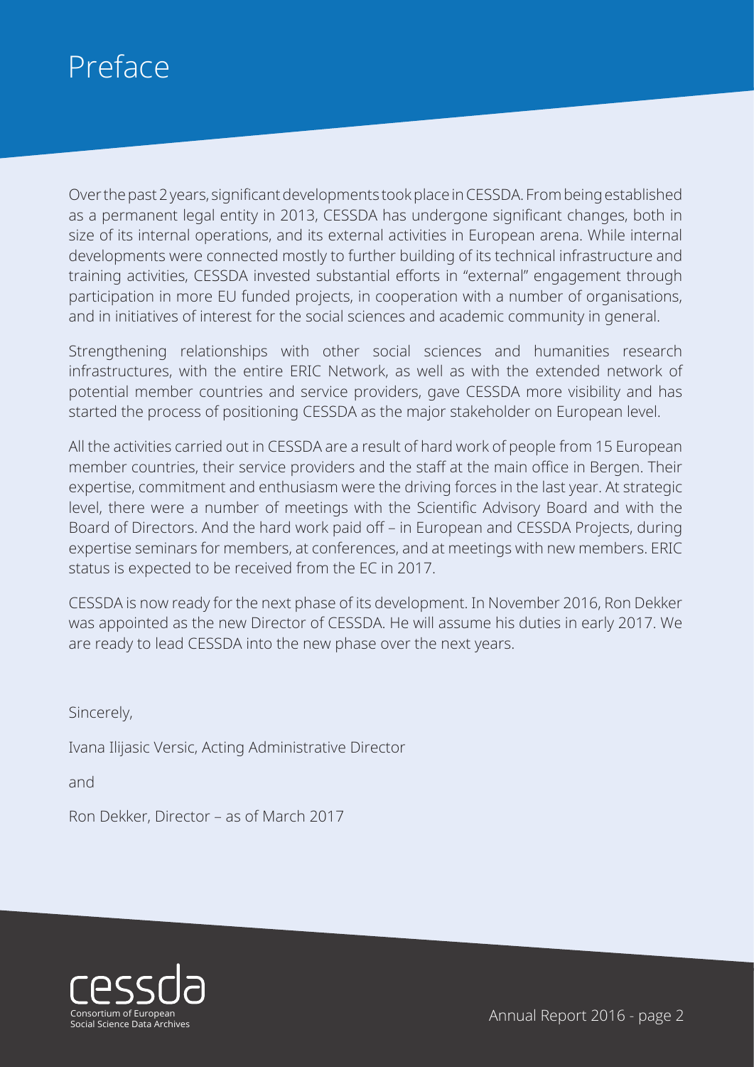# Preface

Over the past 2 years, significant developments took place in CESSDA. From being established as a permanent legal entity in 2013, CESSDA has undergone significant changes, both in size of its internal operations, and its external activities in European arena. While internal developments were connected mostly to further building of its technical infrastructure and training activities, CESSDA invested substantial efforts in "external" engagement through participation in more EU funded projects, in cooperation with a number of organisations, and in initiatives of interest for the social sciences and academic community in general.

Strengthening relationships with other social sciences and humanities research infrastructures, with the entire ERIC Network, as well as with the extended network of potential member countries and service providers, gave CESSDA more visibility and has started the process of positioning CESSDA as the major stakeholder on European level.

All the activities carried out in CESSDA are a result of hard work of people from 15 European member countries, their service providers and the staff at the main office in Bergen. Their expertise, commitment and enthusiasm were the driving forces in the last year. At strategic level, there were a number of meetings with the Scientific Advisory Board and with the Board of Directors. And the hard work paid off – in European and CESSDA Projects, during expertise seminars for members, at conferences, and at meetings with new members. ERIC status is expected to be received from the EC in 2017.

CESSDA is now ready for the next phase of its development. In November 2016, Ron Dekker was appointed as the new Director of CESSDA. He will assume his duties in early 2017. We are ready to lead CESSDA into the new phase over the next years.

Sincerely,

Ivana Ilijasic Versic, Acting Administrative Director

and

Ron Dekker, Director – as of March 2017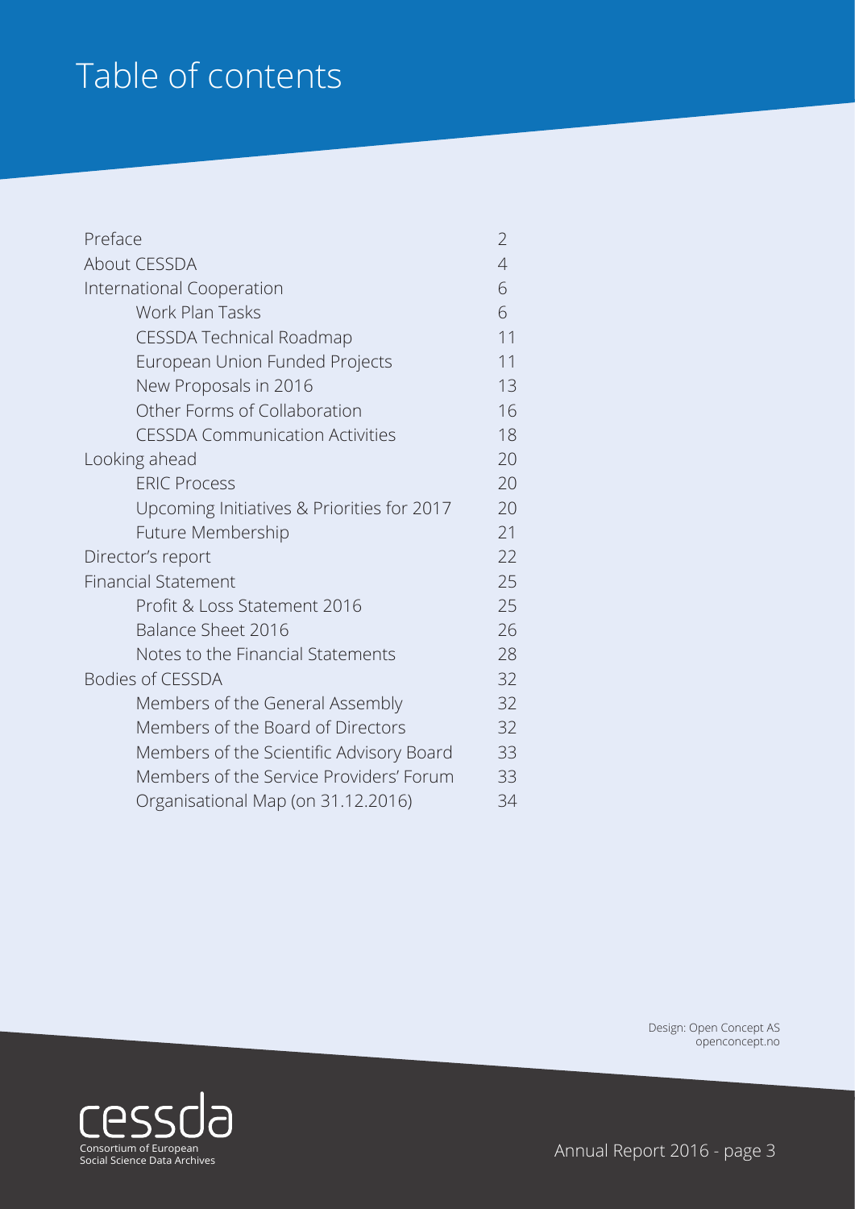# Table of contents

| | |
|---|---|
| Preface | 2 |
| About CESSDA | 4 |
| International Cooperation | 6 |
| Work Plan Tasks | 6 |
| CESSDA Technical Roadmap | 11 |
| European Union Funded Projects | 11 |
| New Proposals in 2016 | 13 |
| Other Forms of Collaboration | 16 |
| CESSDA Communication Activities | 18 |
| Looking ahead | 20 |
| ERIC Process | 20 |
| Upcoming Initiatives & Priorities for 2017 | 20 |
| Future Membership | 21 |
| Director's report | 22 |
| Financial Statement | 25 |
| Profit & Loss Statement 2016 | 25 |
| Balance Sheet 2016 | 26 |
| Notes to the Financial Statements | 28 |
| Bodies of CESSDA | 32 |
| Members of the General Assembly | 32 |
| Members of the Board of Directors | 32 |
| Members of the Scientific Advisory Board | 33 |
| Members of the Service Providers' Forum | 33 |
| Organisational Map (on 31.12.2016) | 34 |

Design: Open Concept AS
openconcept.no

cessda
Consortium of European
Social Science Data Archives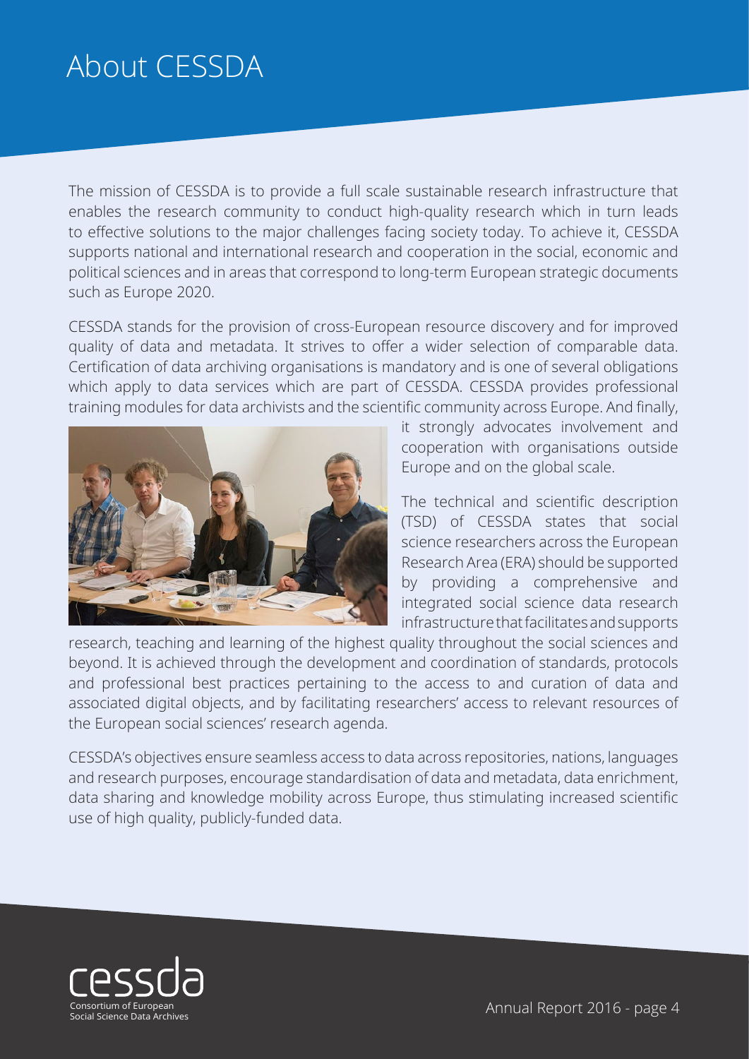# About CESSDA

The mission of CESSDA is to provide a full scale sustainable research infrastructure that enables the research community to conduct high-quality research which in turn leads to effective solutions to the major challenges facing society today. To achieve it, CESSDA supports national and international research and cooperation in the social, economic and political sciences and in areas that correspond to long-term European strategic documents such as Europe 2020.

CESSDA stands for the provision of cross-European resource discovery and for improved quality of data and metadata. It strives to offer a wider selection of comparable data. Certification of data archiving organisations is mandatory and is one of several obligations which apply to data services which are part of CESSDA. CESSDA provides professional training modules for data archivists and the scientific community across Europe. And finally, it strongly advocates involvement and cooperation with organisations outside Europe and on the global scale.

The technical and scientific description (TSD) of CESSDA states that social science researchers across the European Research Area (ERA) should be supported by providing a comprehensive and integrated social science data research infrastructure that facilitates and supports research, teaching and learning of the highest quality throughout the social sciences and beyond. It is achieved through the development and coordination of standards, protocols and professional best practices pertaining to the access to and curation of data and associated digital objects, and by facilitating researchers' access to relevant resources of the European social sciences' research agenda.

CESSDA's objectives ensure seamless access to data across repositories, nations, languages and research purposes, encourage standardisation of data and metadata, data enrichment, data sharing and knowledge mobility across Europe, thus stimulating increased scientific use of high quality, publicly-funded data.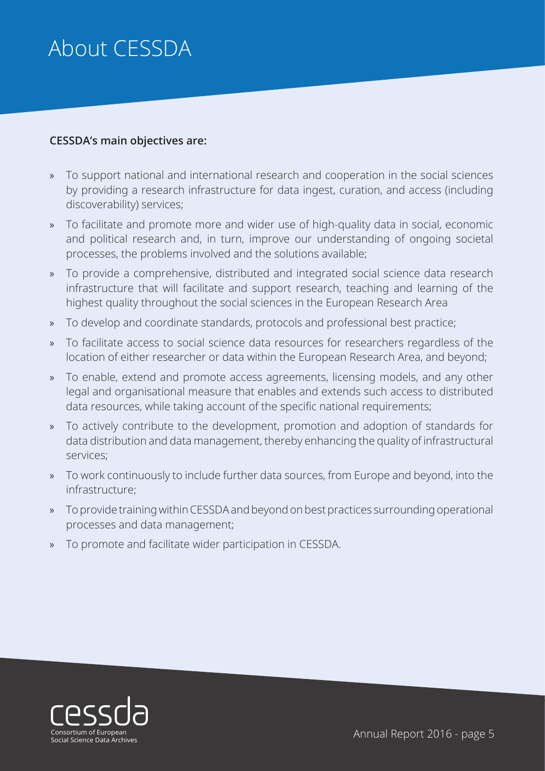# About CESSDA

**CESSDA's main objectives are:**

- To support national and international research and cooperation in the social sciences by providing a research infrastructure for data ingest, curation, and access (including discoverability) services;
- To facilitate and promote more and wider use of high-quality data in social, economic and political research and, in turn, improve our understanding of ongoing societal processes, the problems involved and the solutions available;
- To provide a comprehensive, distributed and integrated social science data research infrastructure that will facilitate and support research, teaching and learning of the highest quality throughout the social sciences in the European Research Area
- To develop and coordinate standards, protocols and professional best practice;
- To facilitate access to social science data resources for researchers regardless of the location of either researcher or data within the European Research Area, and beyond;
- To enable, extend and promote access agreements, licensing models, and any other legal and organisational measure that enables and extends such access to distributed data resources, while taking account of the specific national requirements;
- To actively contribute to the development, promotion and adoption of standards for data distribution and data management, thereby enhancing the quality of infrastructural services;
- To work continuously to include further data sources, from Europe and beyond, into the infrastructure;
- To provide training within CESSDA and beyond on best practices surrounding operational processes and data management;
- To promote and facilitate wider participation in CESSDA.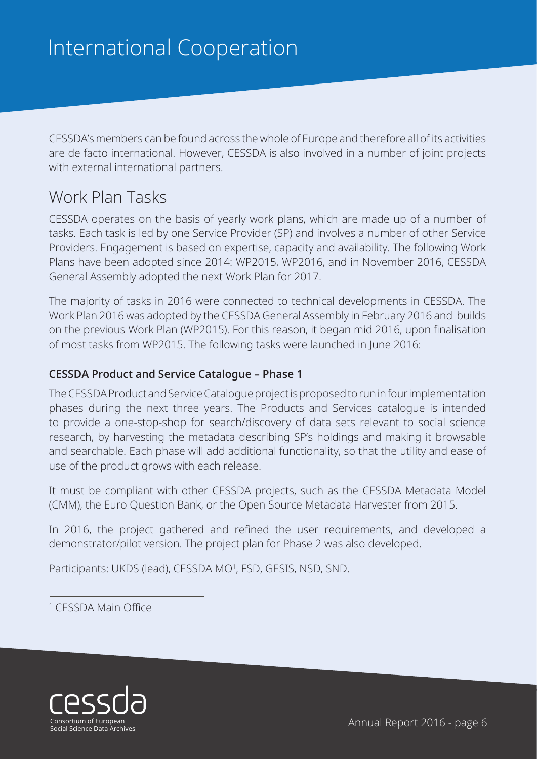# International Cooperation

CESSDA's members can be found across the whole of Europe and therefore all of its activities are de facto international. However, CESSDA is also involved in a number of joint projects with external international partners.

## Work Plan Tasks

CESSDA operates on the basis of yearly work plans, which are made up of a number of tasks. Each task is led by one Service Provider (SP) and involves a number of other Service Providers. Engagement is based on expertise, capacity and availability. The following Work Plans have been adopted since 2014: WP2015, WP2016, and in November 2016, CESSDA General Assembly adopted the next Work Plan for 2017.

The majority of tasks in 2016 were connected to technical developments in CESSDA. The Work Plan 2016 was adopted by the CESSDA General Assembly in February 2016 and builds on the previous Work Plan (WP2015). For this reason, it began mid 2016, upon finalisation of most tasks from WP2015. The following tasks were launched in June 2016:

### CESSDA Product and Service Catalogue – Phase 1

The CESSDA Product and Service Catalogue project is proposed to run in four implementation phases during the next three years. The Products and Services catalogue is intended to provide a one-stop-shop for search/discovery of data sets relevant to social science research, by harvesting the metadata describing SP's holdings and making it browsable and searchable. Each phase will add additional functionality, so that the utility and ease of use of the product grows with each release.

It must be compliant with other CESSDA projects, such as the CESSDA Metadata Model (CMM), the Euro Question Bank, or the Open Source Metadata Harvester from 2015.

In 2016, the project gathered and refined the user requirements, and developed a demonstrator/pilot version. The project plan for Phase 2 was also developed.

Participants: UKDS (lead), CESSDA MO[1], FSD, GESIS, NSD, SND.

[1] CESSDA Main Office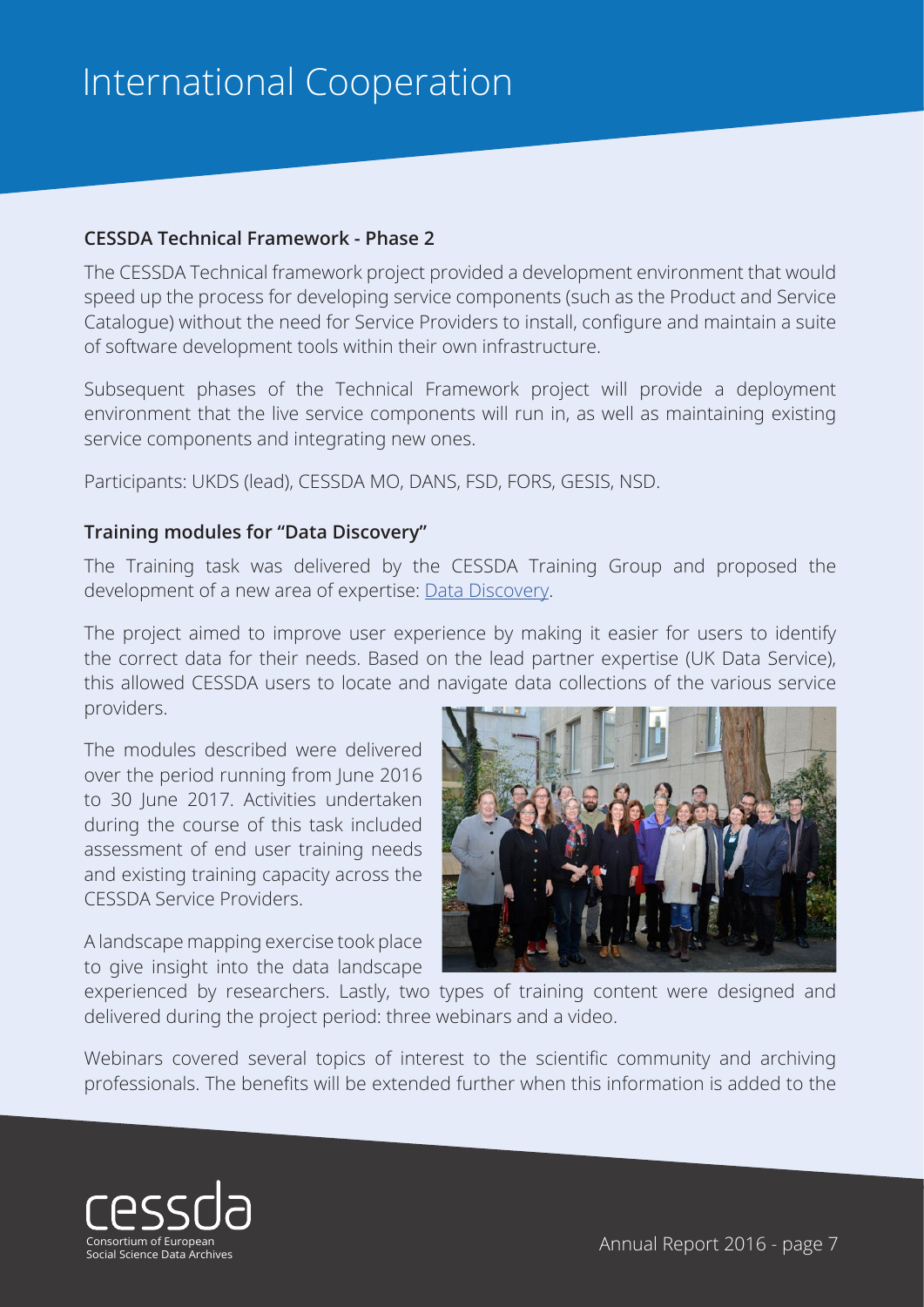# International Cooperation

### CESSDA Technical Framework - Phase 2

The CESSDA Technical framework project provided a development environment that would speed up the process for developing service components (such as the Product and Service Catalogue) without the need for Service Providers to install, configure and maintain a suite of software development tools within their own infrastructure.

Subsequent phases of the Technical Framework project will provide a deployment environment that the live service components will run in, as well as maintaining existing service components and integrating new ones.

Participants: UKDS (lead), CESSDA MO, DANS, FSD, FORS, GESIS, NSD.

### Training modules for "Data Discovery"

The Training task was delivered by the CESSDA Training Group and proposed the development of a new area of expertise: Data Discovery.

The project aimed to improve user experience by making it easier for users to identify the correct data for their needs. Based on the lead partner expertise (UK Data Service), this allowed CESSDA users to locate and navigate data collections of the various service providers.

The modules described were delivered over the period running from June 2016 to 30 June 2017. Activities undertaken during the course of this task included assessment of end user training needs and existing training capacity across the CESSDA Service Providers.

A landscape mapping exercise took place to give insight into the data landscape experienced by researchers. Lastly, two types of training content were designed and delivered during the project period: three webinars and a video.

Webinars covered several topics of interest to the scientific community and archiving professionals. The benefits will be extended further when this information is added to the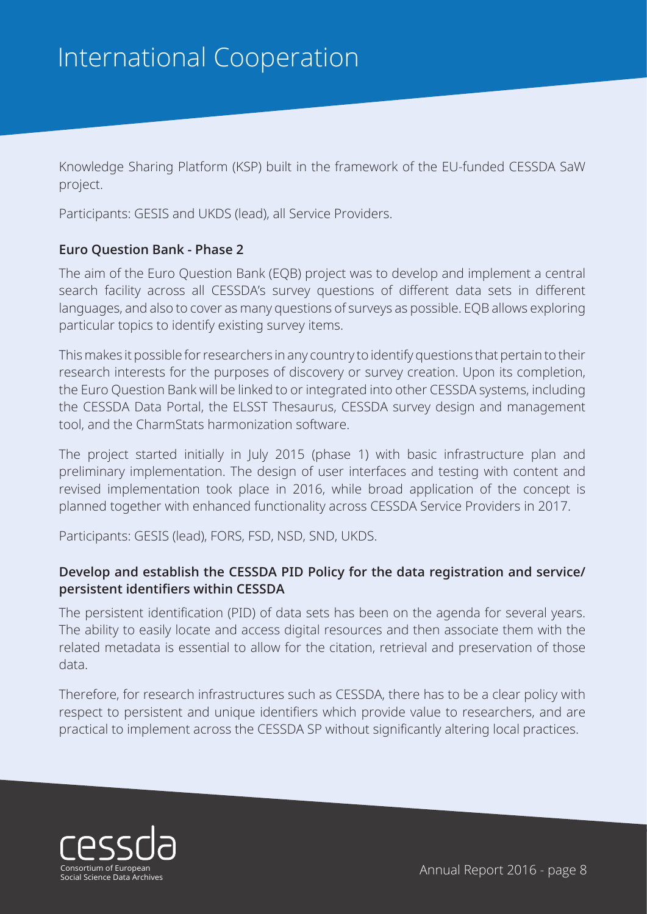Knowledge Sharing Platform (KSP) built in the framework of the EU-funded CESSDA SaW project.

Participants: GESIS and UKDS (lead), all Service Providers.

### Euro Question Bank - Phase 2

The aim of the Euro Question Bank (EQB) project was to develop and implement a central search facility across all CESSDA's survey questions of different data sets in different languages, and also to cover as many questions of surveys as possible. EQB allows exploring particular topics to identify existing survey items.

This makes it possible for researchers in any country to identify questions that pertain to their research interests for the purposes of discovery or survey creation. Upon its completion, the Euro Question Bank will be linked to or integrated into other CESSDA systems, including the CESSDA Data Portal, the ELSST Thesaurus, CESSDA survey design and management tool, and the CharmStats harmonization software.

The project started initially in July 2015 (phase 1) with basic infrastructure plan and preliminary implementation. The design of user interfaces and testing with content and revised implementation took place in 2016, while broad application of the concept is planned together with enhanced functionality across CESSDA Service Providers in 2017.

Participants: GESIS (lead), FORS, FSD, NSD, SND, UKDS.

### Develop and establish the CESSDA PID Policy for the data registration and service/ persistent identifiers within CESSDA

The persistent identification (PID) of data sets has been on the agenda for several years. The ability to easily locate and access digital resources and then associate them with the related metadata is essential to allow for the citation, retrieval and preservation of those data.

Therefore, for research infrastructures such as CESSDA, there has to be a clear policy with respect to persistent and unique identifiers which provide value to researchers, and are practical to implement across the CESSDA SP without significantly altering local practices.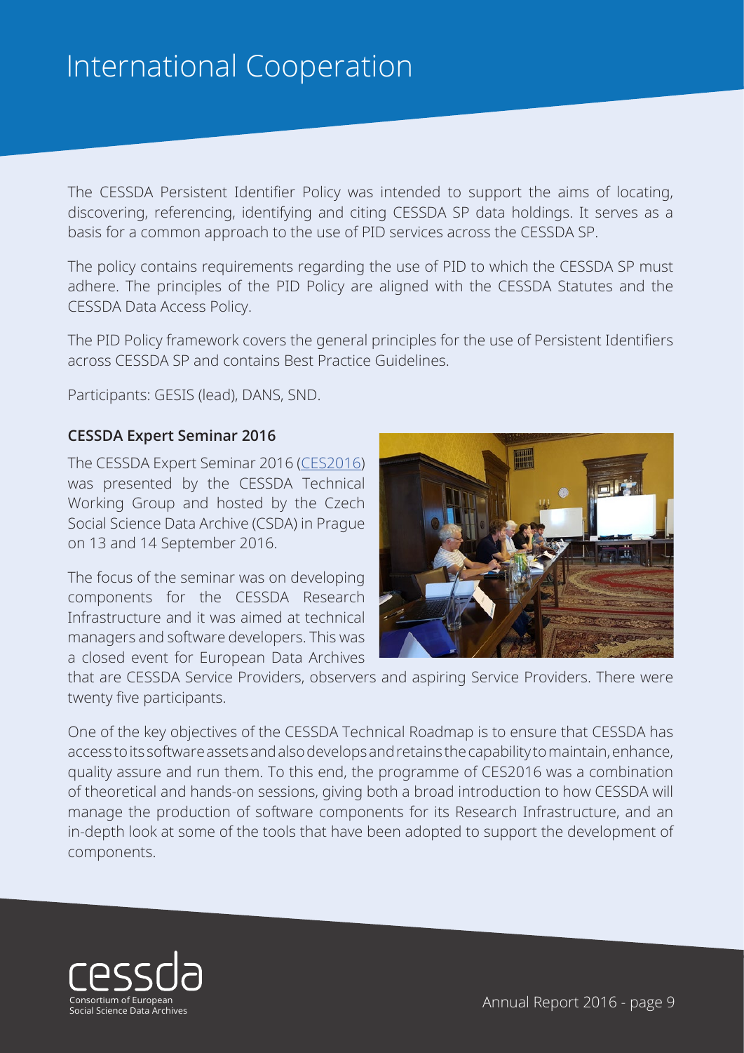# International Cooperation

The CESSDA Persistent Identifier Policy was intended to support the aims of locating, discovering, referencing, identifying and citing CESSDA SP data holdings. It serves as a basis for a common approach to the use of PID services across the CESSDA SP.

The policy contains requirements regarding the use of PID to which the CESSDA SP must adhere. The principles of the PID Policy are aligned with the CESSDA Statutes and the CESSDA Data Access Policy.

The PID Policy framework covers the general principles for the use of Persistent Identifiers across CESSDA SP and contains Best Practice Guidelines.

Participants: GESIS (lead), DANS, SND.

### CESSDA Expert Seminar 2016

The CESSDA Expert Seminar 2016 (CES2016) was presented by the CESSDA Technical Working Group and hosted by the Czech Social Science Data Archive (CSDA) in Prague on 13 and 14 September 2016.

The focus of the seminar was on developing components for the CESSDA Research Infrastructure and it was aimed at technical managers and software developers. This was a closed event for European Data Archives that are CESSDA Service Providers, observers and aspiring Service Providers. There were twenty five participants.

One of the key objectives of the CESSDA Technical Roadmap is to ensure that CESSDA has access to its software assets and also develops and retains the capability to maintain, enhance, quality assure and run them. To this end, the programme of CES2016 was a combination of theoretical and hands-on sessions, giving both a broad introduction to how CESSDA will manage the production of software components for its Research Infrastructure, and an in-depth look at some of the tools that have been adopted to support the development of components.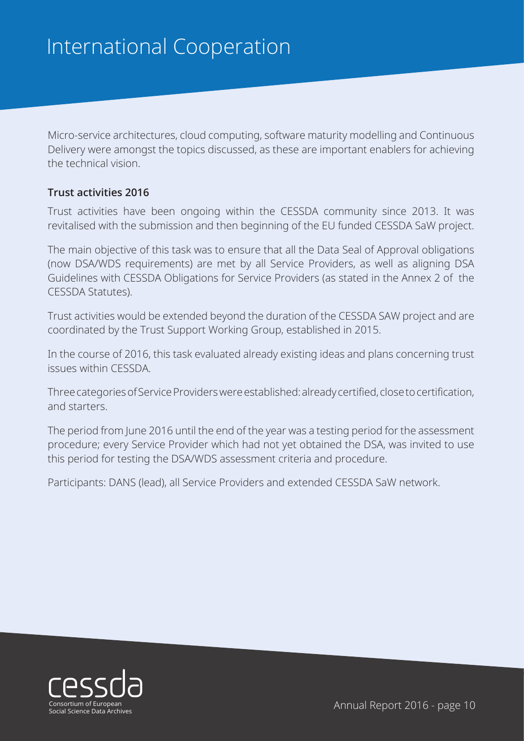# International Cooperation

Micro-service architectures, cloud computing, software maturity modelling and Continuous Delivery were amongst the topics discussed, as these are important enablers for achieving the technical vision.

**Trust activities 2016**

Trust activities have been ongoing within the CESSDA community since 2013. It was revitalised with the submission and then beginning of the EU funded CESSDA SaW project.

The main objective of this task was to ensure that all the Data Seal of Approval obligations (now DSA/WDS requirements) are met by all Service Providers, as well as aligning DSA Guidelines with CESSDA Obligations for Service Providers (as stated in the Annex 2 of the CESSDA Statutes).

Trust activities would be extended beyond the duration of the CESSDA SAW project and are coordinated by the Trust Support Working Group, established in 2015.

In the course of 2016, this task evaluated already existing ideas and plans concerning trust issues within CESSDA.

Three categories of Service Providers were established: already certified, close to certification, and starters.

The period from June 2016 until the end of the year was a testing period for the assessment procedure; every Service Provider which had not yet obtained the DSA, was invited to use this period for testing the DSA/WDS assessment criteria and procedure.

Participants: DANS (lead), all Service Providers and extended CESSDA SaW network.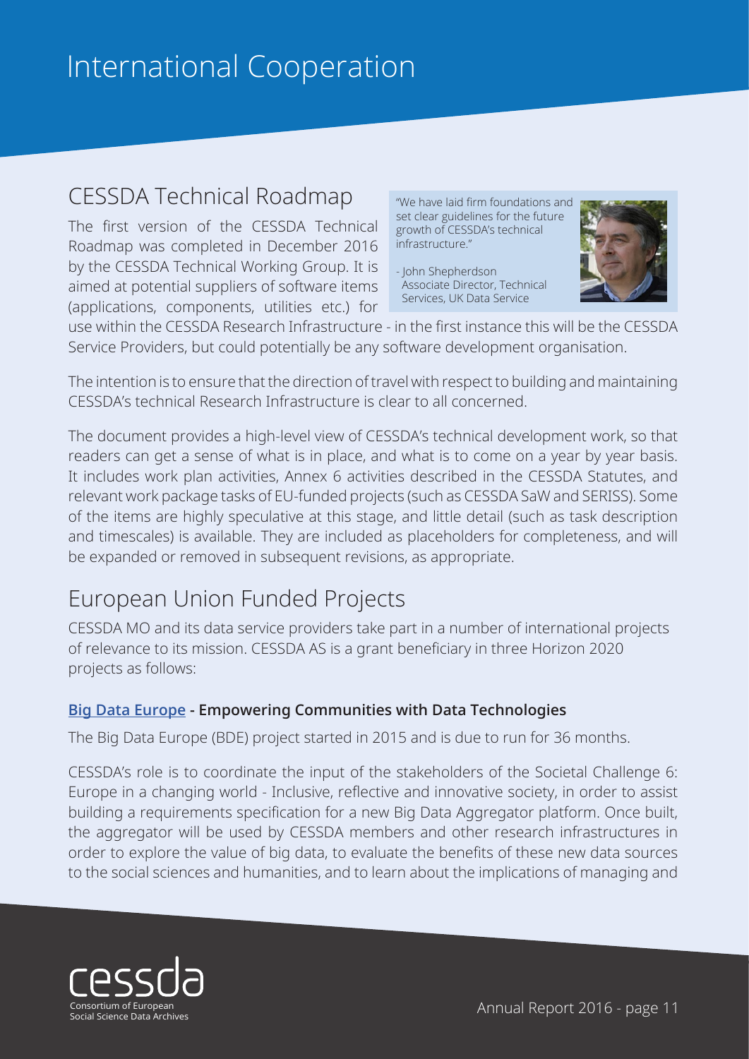# International Cooperation

## CESSDA Technical Roadmap

> "We have laid firm foundations and set clear guidelines for the future growth of CESSDA's technical infrastructure."
>
> - John Shepherdson
> Associate Director, Technical Services, UK Data Service

The first version of the CESSDA Technical Roadmap was completed in December 2016 by the CESSDA Technical Working Group. It is aimed at potential suppliers of software items (applications, components, utilities etc.) for use within the CESSDA Research Infrastructure - in the first instance this will be the CESSDA Service Providers, but could potentially be any software development organisation.

The intention is to ensure that the direction of travel with respect to building and maintaining CESSDA's technical Research Infrastructure is clear to all concerned.

The document provides a high-level view of CESSDA's technical development work, so that readers can get a sense of what is in place, and what is to come on a year by year basis. It includes work plan activities, Annex 6 activities described in the CESSDA Statutes, and relevant work package tasks of EU-funded projects (such as CESSDA SaW and SERISS). Some of the items are highly speculative at this stage, and little detail (such as task description and timescales) is available. They are included as placeholders for completeness, and will be expanded or removed in subsequent revisions, as appropriate.

## European Union Funded Projects

CESSDA MO and its data service providers take part in a number of international projects of relevance to its mission. CESSDA AS is a grant beneficiary in three Horizon 2020 projects as follows:

### Big Data Europe - Empowering Communities with Data Technologies

The Big Data Europe (BDE) project started in 2015 and is due to run for 36 months.

CESSDA's role is to coordinate the input of the stakeholders of the Societal Challenge 6: Europe in a changing world - Inclusive, reflective and innovative society, in order to assist building a requirements specification for a new Big Data Aggregator platform. Once built, the aggregator will be used by CESSDA members and other research infrastructures in order to explore the value of big data, to evaluate the benefits of these new data sources to the social sciences and humanities, and to learn about the implications of managing and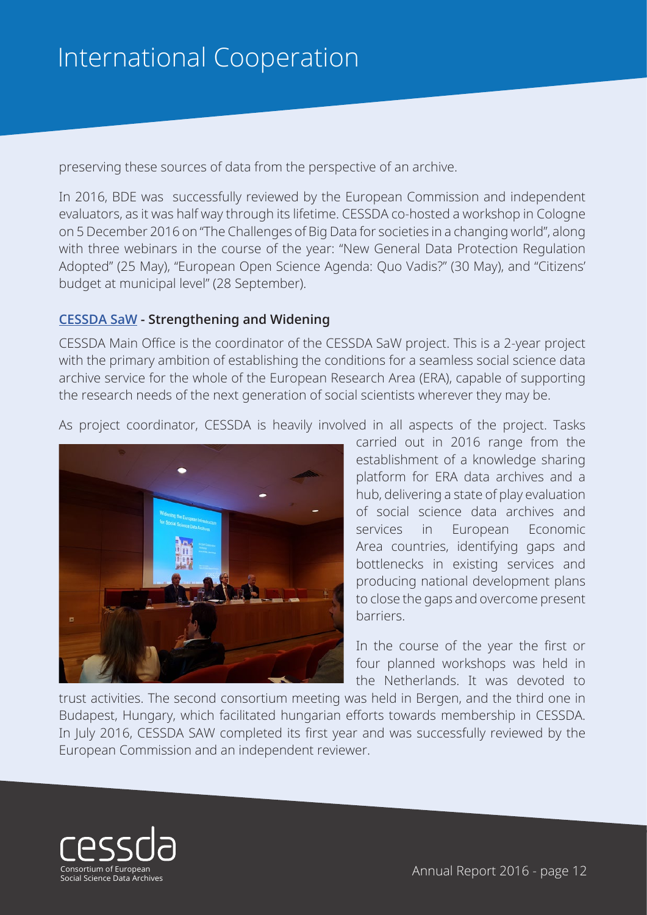# International Cooperation

preserving these sources of data from the perspective of an archive.

In 2016, BDE was successfully reviewed by the European Commission and independent evaluators, as it was half way through its lifetime. CESSDA co-hosted a workshop in Cologne on 5 December 2016 on "The Challenges of Big Data for societies in a changing world", along with three webinars in the course of the year: "New General Data Protection Regulation Adopted" (25 May), "European Open Science Agenda: Quo Vadis?" (30 May), and "Citizens' budget at municipal level" (28 September).

### CESSDA SaW - Strengthening and Widening

CESSDA Main Office is the coordinator of the CESSDA SaW project. This is a 2-year project with the primary ambition of establishing the conditions for a seamless social science data archive service for the whole of the European Research Area (ERA), capable of supporting the research needs of the next generation of social scientists wherever they may be.

As project coordinator, CESSDA is heavily involved in all aspects of the project. Tasks carried out in 2016 range from the establishment of a knowledge sharing platform for ERA data archives and a hub, delivering a state of play evaluation of social science data archives and services in European Economic Area countries, identifying gaps and bottlenecks in existing services and producing national development plans to close the gaps and overcome present barriers.

In the course of the year the first or four planned workshops was held in the Netherlands. It was devoted to trust activities. The second consortium meeting was held in Bergen, and the third one in Budapest, Hungary, which facilitated hungarian efforts towards membership in CESSDA. In July 2016, CESSDA SAW completed its first year and was successfully reviewed by the European Commission and an independent reviewer.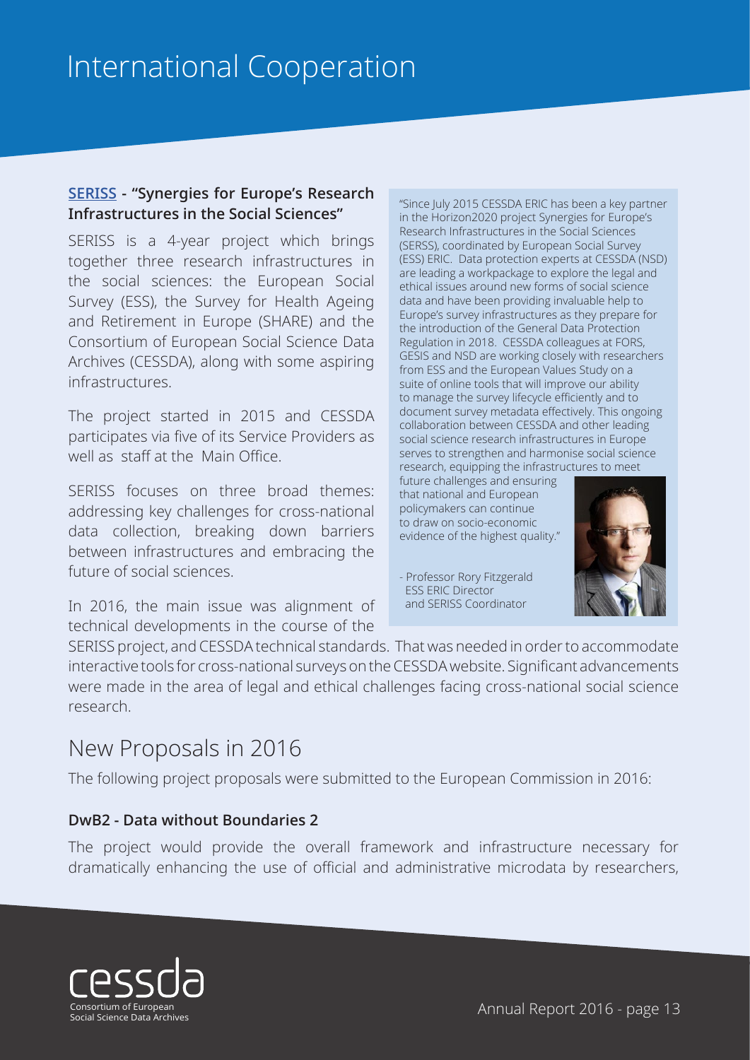# International Cooperation

### SERISS - "Synergies for Europe's Research Infrastructures in the Social Sciences"

SERISS is a 4-year project which brings together three research infrastructures in the social sciences: the European Social Survey (ESS), the Survey for Health Ageing and Retirement in Europe (SHARE) and the Consortium of European Social Science Data Archives (CESSDA), along with some aspiring infrastructures.

The project started in 2015 and CESSDA participates via five of its Service Providers as well as staff at the Main Office.

SERISS focuses on three broad themes: addressing key challenges for cross-national data collection, breaking down barriers between infrastructures and embracing the future of social sciences.

In 2016, the main issue was alignment of technical developments in the course of the SERISS project, and CESSDA technical standards. That was needed in order to accommodate interactive tools for cross-national surveys on the CESSDA website. Significant advancements were made in the area of legal and ethical challenges facing cross-national social science research.

> "Since July 2015 CESSDA ERIC has been a key partner in the Horizon2020 project Synergies for Europe's Research Infrastructures in the Social Sciences (SERSS), coordinated by European Social Survey (ESS) ERIC. Data protection experts at CESSDA (NSD) are leading a workpackage to explore the legal and ethical issues around new forms of social science data and have been providing invaluable help to Europe's survey infrastructures as they prepare for the introduction of the General Data Protection Regulation in 2018. CESSDA colleagues at FORS, GESIS and NSD are working closely with researchers from ESS and the European Values Study on a suite of online tools that will improve our ability to manage the survey lifecycle efficiently and to document survey metadata effectively. This ongoing collaboration between CESSDA and other leading social science research infrastructures in Europe serves to strengthen and harmonise social science research, equipping the infrastructures to meet future challenges and ensuring that national and European policymakers can continue to draw on socio-economic evidence of the highest quality."
>
> \- Professor Rory Fitzgerald
> ESS ERIC Director
> and SERISS Coordinator

## New Proposals in 2016

The following project proposals were submitted to the European Commission in 2016:

### DwB2 - Data without Boundaries 2

The project would provide the overall framework and infrastructure necessary for dramatically enhancing the use of official and administrative microdata by researchers,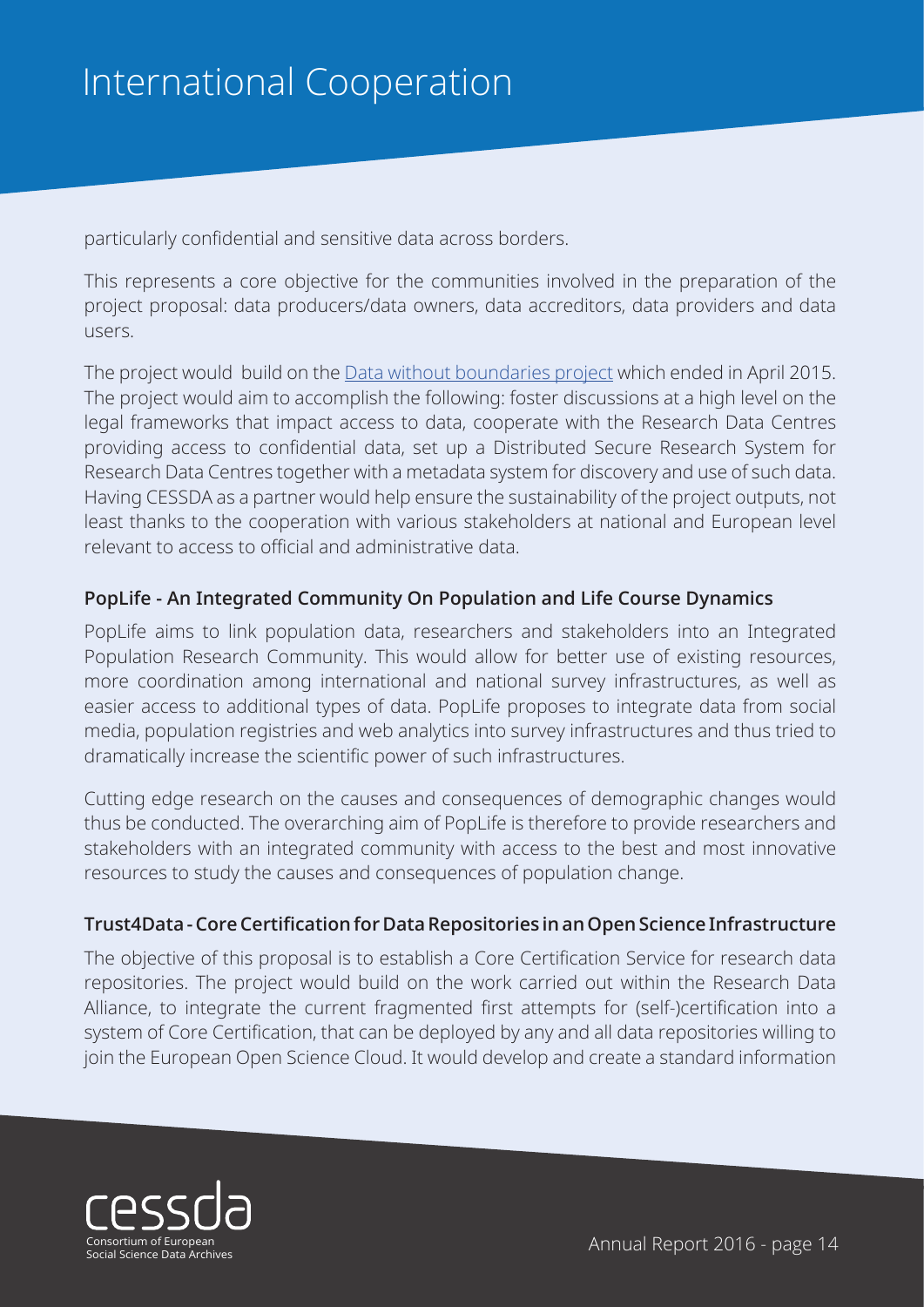particularly confidential and sensitive data across borders.

This represents a core objective for the communities involved in the preparation of the project proposal: data producers/data owners, data accreditors, data providers and data users.

The project would build on the Data without boundaries project which ended in April 2015. The project would aim to accomplish the following: foster discussions at a high level on the legal frameworks that impact access to data, cooperate with the Research Data Centres providing access to confidential data, set up a Distributed Secure Research System for Research Data Centres together with a metadata system for discovery and use of such data. Having CESSDA as a partner would help ensure the sustainability of the project outputs, not least thanks to the cooperation with various stakeholders at national and European level relevant to access to official and administrative data.

### PopLife - An Integrated Community On Population and Life Course Dynamics

PopLife aims to link population data, researchers and stakeholders into an Integrated Population Research Community. This would allow for better use of existing resources, more coordination among international and national survey infrastructures, as well as easier access to additional types of data. PopLife proposes to integrate data from social media, population registries and web analytics into survey infrastructures and thus tried to dramatically increase the scientific power of such infrastructures.

Cutting edge research on the causes and consequences of demographic changes would thus be conducted. The overarching aim of PopLife is therefore to provide researchers and stakeholders with an integrated community with access to the best and most innovative resources to study the causes and consequences of population change.

### Trust4Data - Core Certification for Data Repositories in an Open Science Infrastructure

The objective of this proposal is to establish a Core Certification Service for research data repositories. The project would build on the work carried out within the Research Data Alliance, to integrate the current fragmented first attempts for (self-)certification into a system of Core Certification, that can be deployed by any and all data repositories willing to join the European Open Science Cloud. It would develop and create a standard information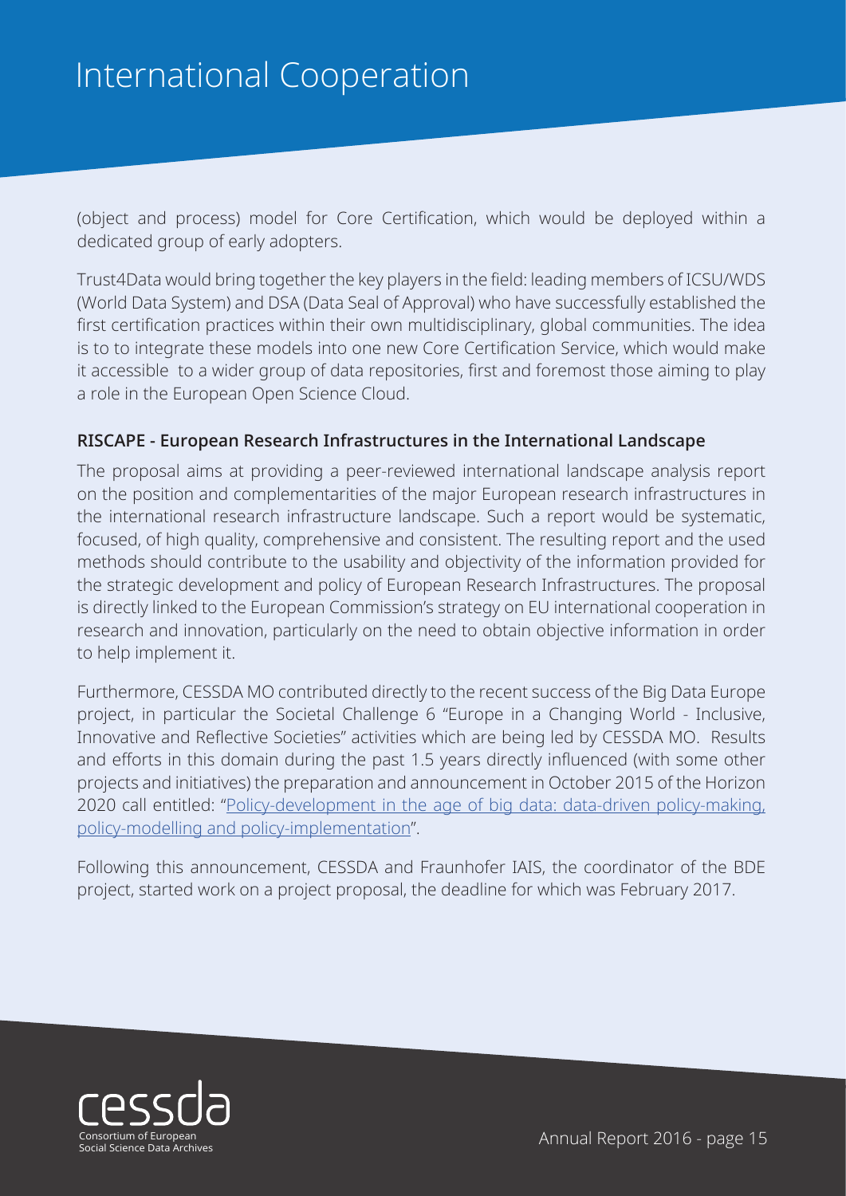# International Cooperation

(object and process) model for Core Certification, which would be deployed within a dedicated group of early adopters.

Trust4Data would bring together the key players in the field: leading members of ICSU/WDS (World Data System) and DSA (Data Seal of Approval) who have successfully established the first certification practices within their own multidisciplinary, global communities. The idea is to to integrate these models into one new Core Certification Service, which would make it accessible to a wider group of data repositories, first and foremost those aiming to play a role in the European Open Science Cloud.

**RISCAPE - European Research Infrastructures in the International Landscape**

The proposal aims at providing a peer-reviewed international landscape analysis report on the position and complementarities of the major European research infrastructures in the international research infrastructure landscape. Such a report would be systematic, focused, of high quality, comprehensive and consistent. The resulting report and the used methods should contribute to the usability and objectivity of the information provided for the strategic development and policy of European Research Infrastructures. The proposal is directly linked to the European Commission's strategy on EU international cooperation in research and innovation, particularly on the need to obtain objective information in order to help implement it.

Furthermore, CESSDA MO contributed directly to the recent success of the Big Data Europe project, in particular the Societal Challenge 6 "Europe in a Changing World - Inclusive, Innovative and Reflective Societies" activities which are being led by CESSDA MO. Results and efforts in this domain during the past 1.5 years directly influenced (with some other projects and initiatives) the preparation and announcement in October 2015 of the Horizon 2020 call entitled: "Policy-development in the age of big data: data-driven policy-making, policy-modelling and policy-implementation".

Following this announcement, CESSDA and Fraunhofer IAIS, the coordinator of the BDE project, started work on a project proposal, the deadline for which was February 2017.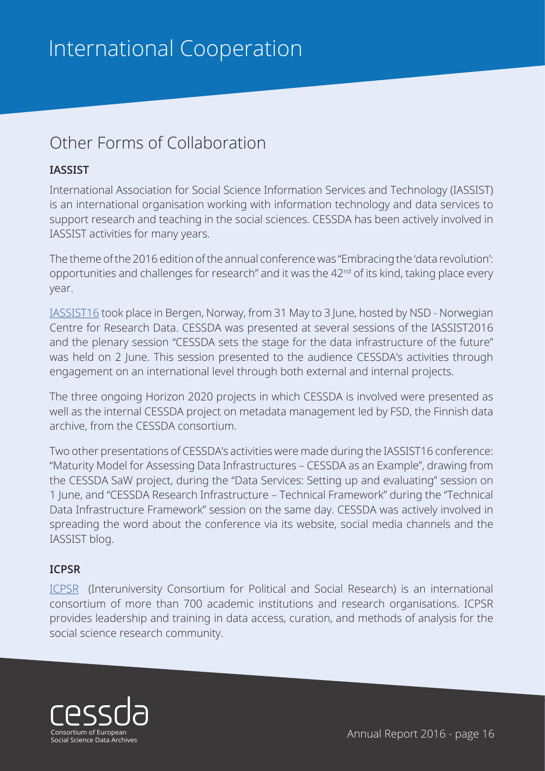# International Cooperation

## Other Forms of Collaboration

### IASSIST

International Association for Social Science Information Services and Technology (IASSIST) is an international organisation working with information technology and data services to support research and teaching in the social sciences. CESSDA has been actively involved in IASSIST activities for many years.

The theme of the 2016 edition of the annual conference was "Embracing the 'data revolution': opportunities and challenges for research" and it was the 42nd of its kind, taking place every year.

IASSIST16 took place in Bergen, Norway, from 31 May to 3 June, hosted by NSD - Norwegian Centre for Research Data. CESSDA was presented at several sessions of the IASSIST2016 and the plenary session "CESSDA sets the stage for the data infrastructure of the future" was held on 2 June. This session presented to the audience CESSDA's activities through engagement on an international level through both external and internal projects.

The three ongoing Horizon 2020 projects in which CESSDA is involved were presented as well as the internal CESSDA project on metadata management led by FSD, the Finnish data archive, from the CESSDA consortium.

Two other presentations of CESSDA's activities were made during the IASSIST16 conference: "Maturity Model for Assessing Data Infrastructures – CESSDA as an Example", drawing from the CESSDA SaW project, during the "Data Services: Setting up and evaluating" session on 1 June, and "CESSDA Research Infrastructure – Technical Framework" during the "Technical Data Infrastructure Framework" session on the same day. CESSDA was actively involved in spreading the word about the conference via its website, social media channels and the IASSIST blog.

### ICPSR

ICPSR (Interuniversity Consortium for Political and Social Research) is an international consortium of more than 700 academic institutions and research organisations. ICPSR provides leadership and training in data access, curation, and methods of analysis for the social science research community.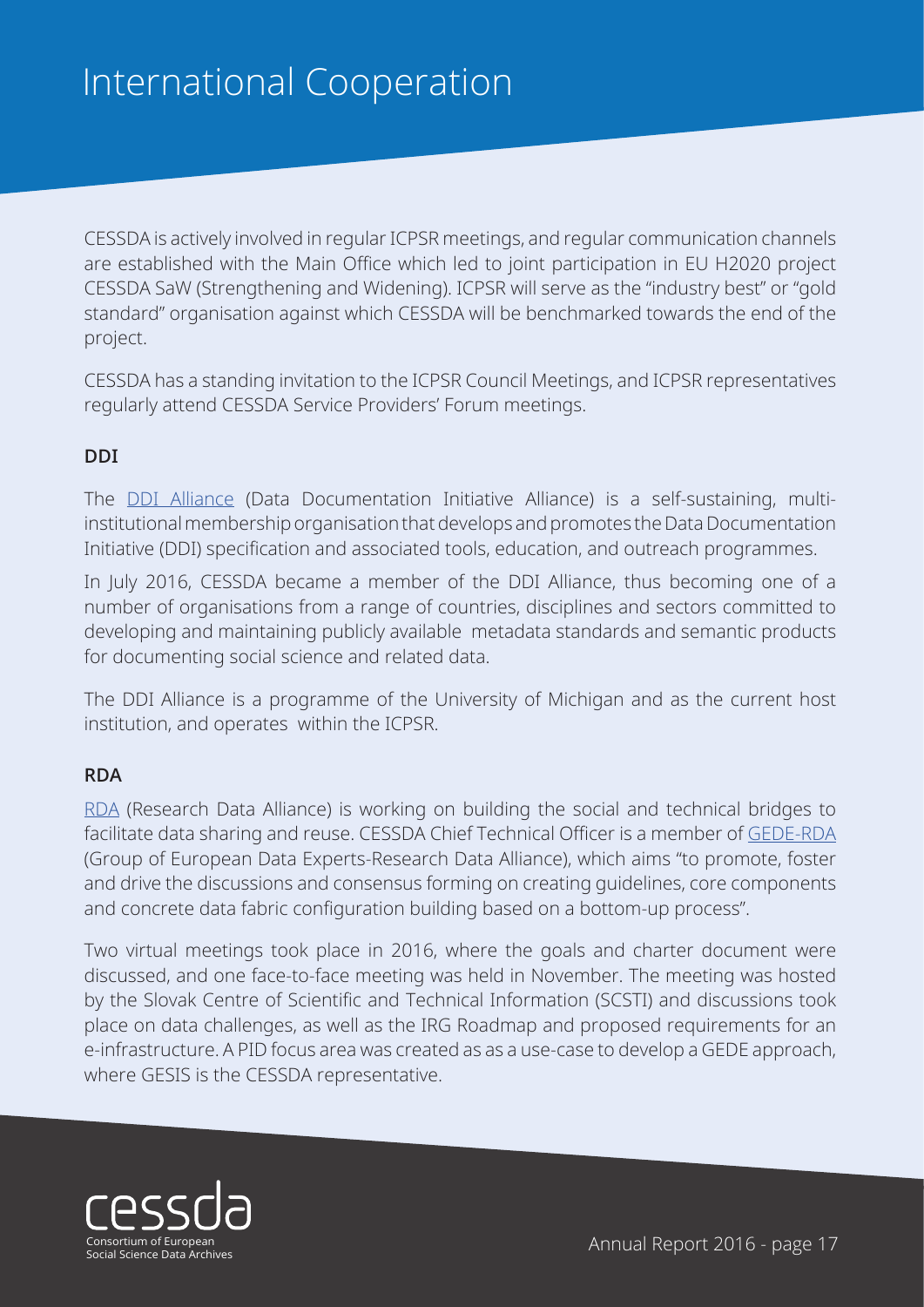# International Cooperation

CESSDA is actively involved in regular ICPSR meetings, and regular communication channels are established with the Main Office which led to joint participation in EU H2020 project CESSDA SaW (Strengthening and Widening). ICPSR will serve as the "industry best" or "gold standard" organisation against which CESSDA will be benchmarked towards the end of the project.

CESSDA has a standing invitation to the ICPSR Council Meetings, and ICPSR representatives regularly attend CESSDA Service Providers' Forum meetings.

## DDI

The DDI Alliance (Data Documentation Initiative Alliance) is a self-sustaining, multi-institutional membership organisation that develops and promotes the Data Documentation Initiative (DDI) specification and associated tools, education, and outreach programmes.

In July 2016, CESSDA became a member of the DDI Alliance, thus becoming one of a number of organisations from a range of countries, disciplines and sectors committed to developing and maintaining publicly available metadata standards and semantic products for documenting social science and related data.

The DDI Alliance is a programme of the University of Michigan and as the current host institution, and operates within the ICPSR.

## RDA

RDA (Research Data Alliance) is working on building the social and technical bridges to facilitate data sharing and reuse. CESSDA Chief Technical Officer is a member of GEDE-RDA (Group of European Data Experts-Research Data Alliance), which aims "to promote, foster and drive the discussions and consensus forming on creating guidelines, core components and concrete data fabric configuration building based on a bottom-up process".

Two virtual meetings took place in 2016, where the goals and charter document were discussed, and one face-to-face meeting was held in November. The meeting was hosted by the Slovak Centre of Scientific and Technical Information (SCSTI) and discussions took place on data challenges, as well as the IRG Roadmap and proposed requirements for an e-infrastructure. A PID focus area was created as as a use-case to develop a GEDE approach, where GESIS is the CESSDA representative.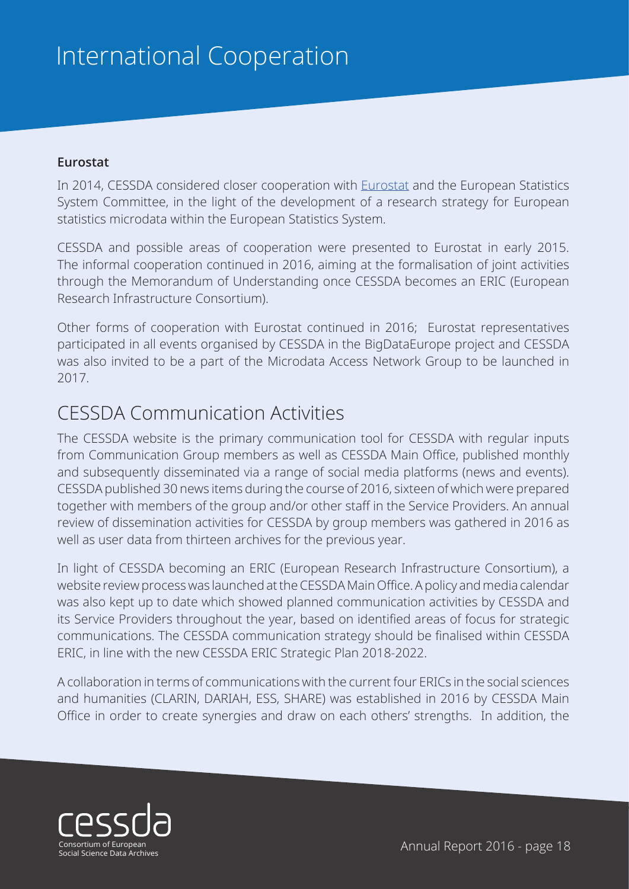# International Cooperation

**Eurostat**

In 2014, CESSDA considered closer cooperation with Eurostat and the European Statistics System Committee, in the light of the development of a research strategy for European statistics microdata within the European Statistics System.

CESSDA and possible areas of cooperation were presented to Eurostat in early 2015. The informal cooperation continued in 2016, aiming at the formalisation of joint activities through the Memorandum of Understanding once CESSDA becomes an ERIC (European Research Infrastructure Consortium).

Other forms of cooperation with Eurostat continued in 2016; Eurostat representatives participated in all events organised by CESSDA in the BigDataEurope project and CESSDA was also invited to be a part of the Microdata Access Network Group to be launched in 2017.

# CESSDA Communication Activities

The CESSDA website is the primary communication tool for CESSDA with regular inputs from Communication Group members as well as CESSDA Main Office, published monthly and subsequently disseminated via a range of social media platforms (news and events). CESSDA published 30 news items during the course of 2016, sixteen of which were prepared together with members of the group and/or other staff in the Service Providers. An annual review of dissemination activities for CESSDA by group members was gathered in 2016 as well as user data from thirteen archives for the previous year.

In light of CESSDA becoming an ERIC (European Research Infrastructure Consortium), a website review process was launched at the CESSDA Main Office. A policy and media calendar was also kept up to date which showed planned communication activities by CESSDA and its Service Providers throughout the year, based on identified areas of focus for strategic communications. The CESSDA communication strategy should be finalised within CESSDA ERIC, in line with the new CESSDA ERIC Strategic Plan 2018-2022.

A collaboration in terms of communications with the current four ERICs in the social sciences and humanities (CLARIN, DARIAH, ESS, SHARE) was established in 2016 by CESSDA Main Office in order to create synergies and draw on each others' strengths. In addition, the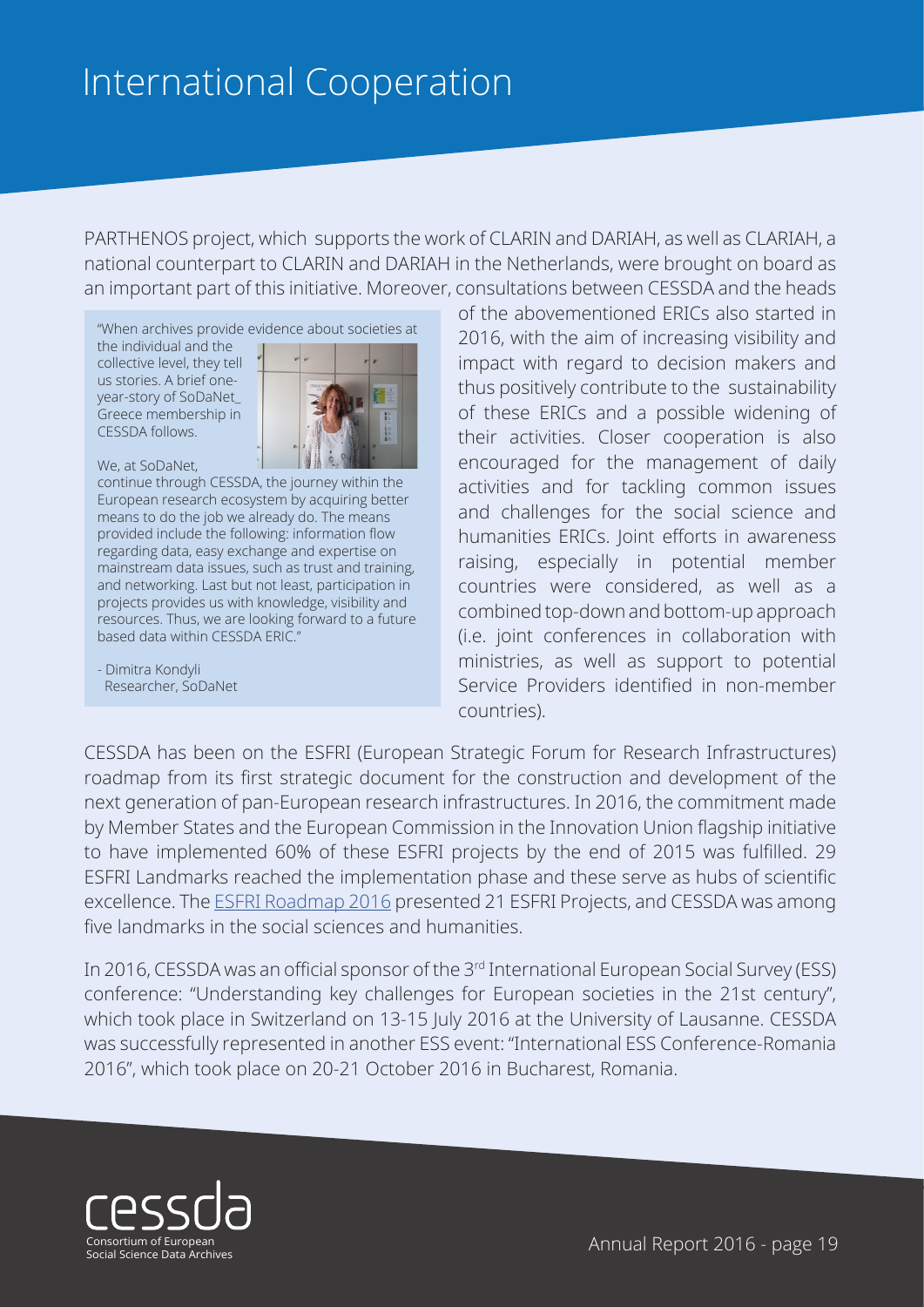# International Cooperation

PARTHENOS project, which supports the work of CLARIN and DARIAH, as well as CLARIAH, a national counterpart to CLARIN and DARIAH in the Netherlands, were brought on board as an important part of this initiative. Moreover, consultations between CESSDA and the heads of the abovementioned ERICs also started in 2016, with the aim of increasing visibility and impact with regard to decision makers and thus positively contribute to the sustainability of these ERICs and a possible widening of their activities. Closer cooperation is also encouraged for the management of daily activities and for tackling common issues and challenges for the social science and humanities ERICs. Joint efforts in awareness raising, especially in potential member countries were considered, as well as a combined top-down and bottom-up approach (i.e. joint conferences in collaboration with ministries, as well as support to potential Service Providers identified in non-member countries).

> "When archives provide evidence about societies at the individual and the collective level, they tell us stories. A brief one-year-story of SoDaNet_ Greece membership in CESSDA follows.
>
> We, at SoDaNet, continue through CESSDA, the journey within the European research ecosystem by acquiring better means to do the job we already do. The means provided include the following: information flow regarding data, easy exchange and expertise on mainstream data issues, such as trust and training, and networking. Last but not least, participation in projects provides us with knowledge, visibility and resources. Thus, we are looking forward to a future based data within CESSDA ERIC."
>
> - Dimitra Kondyli
> Researcher, SoDaNet

CESSDA has been on the ESFRI (European Strategic Forum for Research Infrastructures) roadmap from its first strategic document for the construction and development of the next generation of pan-European research infrastructures. In 2016, the commitment made by Member States and the European Commission in the Innovation Union flagship initiative to have implemented 60% of these ESFRI projects by the end of 2015 was fulfilled. 29 ESFRI Landmarks reached the implementation phase and these serve as hubs of scientific excellence. The ESFRI Roadmap 2016 presented 21 ESFRI Projects, and CESSDA was among five landmarks in the social sciences and humanities.

In 2016, CESSDA was an official sponsor of the 3rd International European Social Survey (ESS) conference: "Understanding key challenges for European societies in the 21st century", which took place in Switzerland on 13-15 July 2016 at the University of Lausanne. CESSDA was successfully represented in another ESS event: "International ESS Conference-Romania 2016", which took place on 20-21 October 2016 in Bucharest, Romania.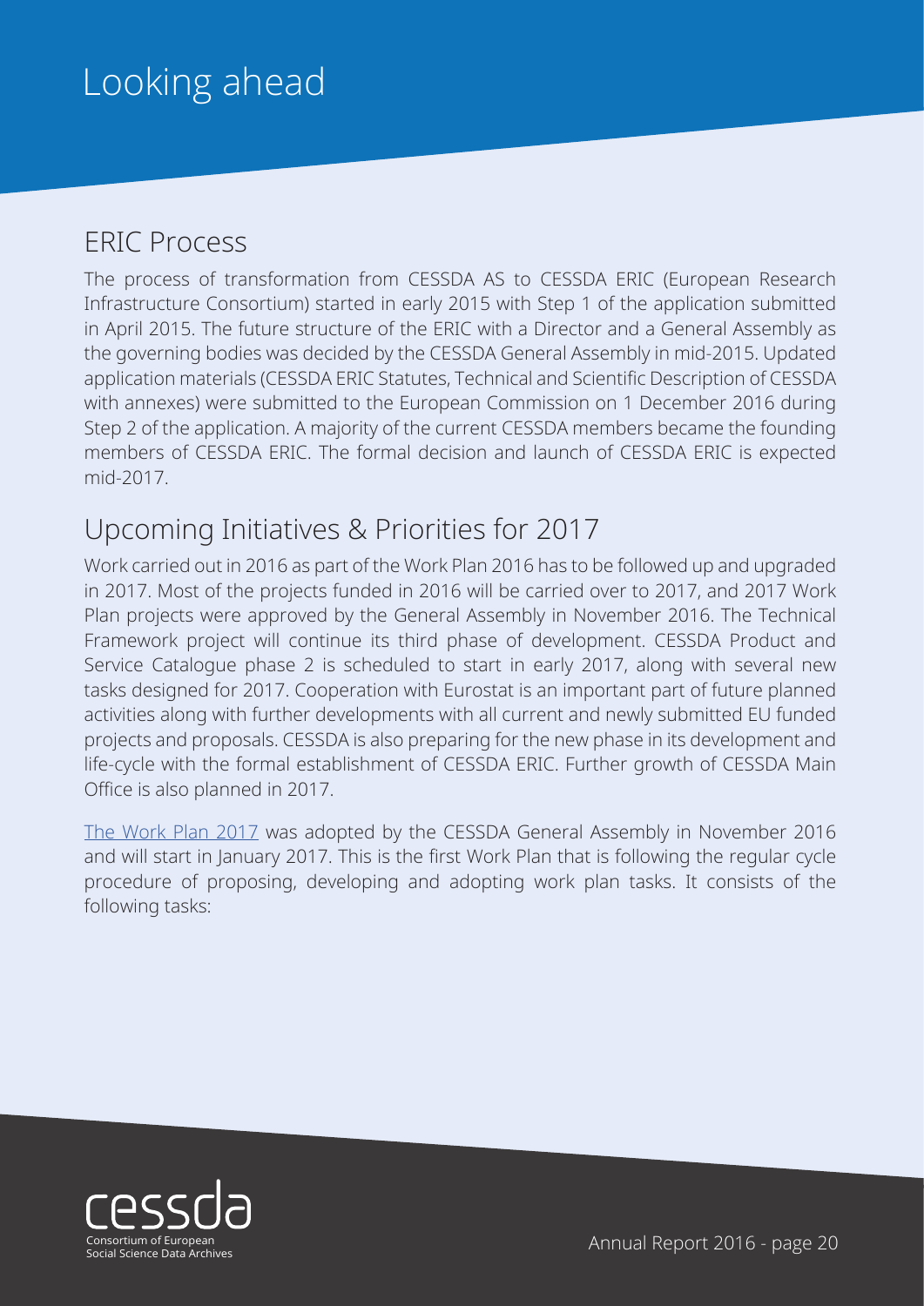# Looking ahead

## ERIC Process

The process of transformation from CESSDA AS to CESSDA ERIC (European Research Infrastructure Consortium) started in early 2015 with Step 1 of the application submitted in April 2015. The future structure of the ERIC with a Director and a General Assembly as the governing bodies was decided by the CESSDA General Assembly in mid-2015. Updated application materials (CESSDA ERIC Statutes, Technical and Scientific Description of CESSDA with annexes) were submitted to the European Commission on 1 December 2016 during Step 2 of the application. A majority of the current CESSDA members became the founding members of CESSDA ERIC. The formal decision and launch of CESSDA ERIC is expected mid-2017.

## Upcoming Initiatives & Priorities for 2017

Work carried out in 2016 as part of the Work Plan 2016 has to be followed up and upgraded in 2017. Most of the projects funded in 2016 will be carried over to 2017, and 2017 Work Plan projects were approved by the General Assembly in November 2016. The Technical Framework project will continue its third phase of development. CESSDA Product and Service Catalogue phase 2 is scheduled to start in early 2017, along with several new tasks designed for 2017. Cooperation with Eurostat is an important part of future planned activities along with further developments with all current and newly submitted EU funded projects and proposals. CESSDA is also preparing for the new phase in its development and life-cycle with the formal establishment of CESSDA ERIC. Further growth of CESSDA Main Office is also planned in 2017.

The Work Plan 2017 was adopted by the CESSDA General Assembly in November 2016 and will start in January 2017. This is the first Work Plan that is following the regular cycle procedure of proposing, developing and adopting work plan tasks. It consists of the following tasks: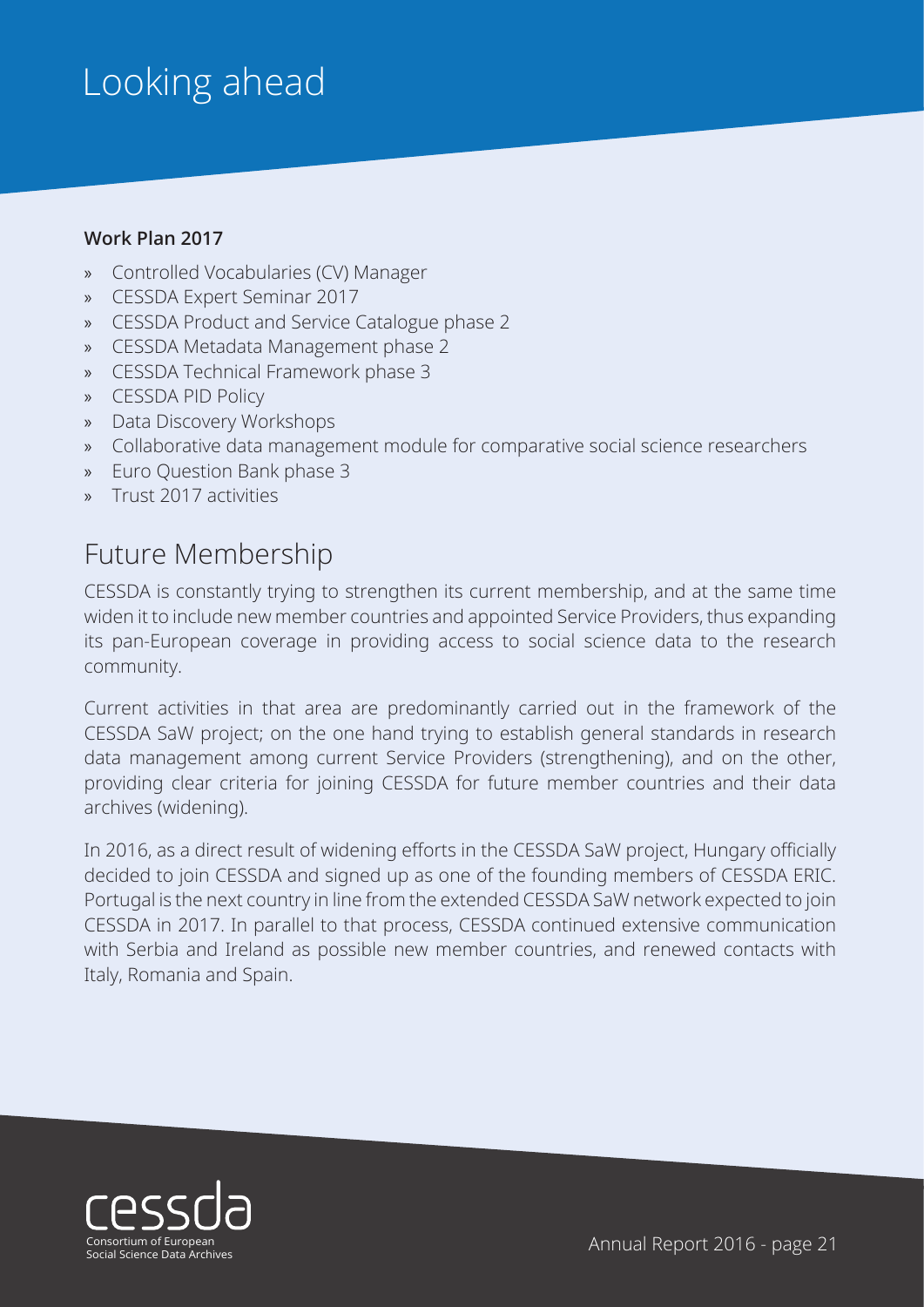# Looking ahead

**Work Plan 2017**

- Controlled Vocabularies (CV) Manager
- CESSDA Expert Seminar 2017
- CESSDA Product and Service Catalogue phase 2
- CESSDA Metadata Management phase 2
- CESSDA Technical Framework phase 3
- CESSDA PID Policy
- Data Discovery Workshops
- Collaborative data management module for comparative social science researchers
- Euro Question Bank phase 3
- Trust 2017 activities

## Future Membership

CESSDA is constantly trying to strengthen its current membership, and at the same time widen it to include new member countries and appointed Service Providers, thus expanding its pan-European coverage in providing access to social science data to the research community.

Current activities in that area are predominantly carried out in the framework of the CESSDA SaW project; on the one hand trying to establish general standards in research data management among current Service Providers (strengthening), and on the other, providing clear criteria for joining CESSDA for future member countries and their data archives (widening).

In 2016, as a direct result of widening efforts in the CESSDA SaW project, Hungary officially decided to join CESSDA and signed up as one of the founding members of CESSDA ERIC. Portugal is the next country in line from the extended CESSDA SaW network expected to join CESSDA in 2017. In parallel to that process, CESSDA continued extensive communication with Serbia and Ireland as possible new member countries, and renewed contacts with Italy, Romania and Spain.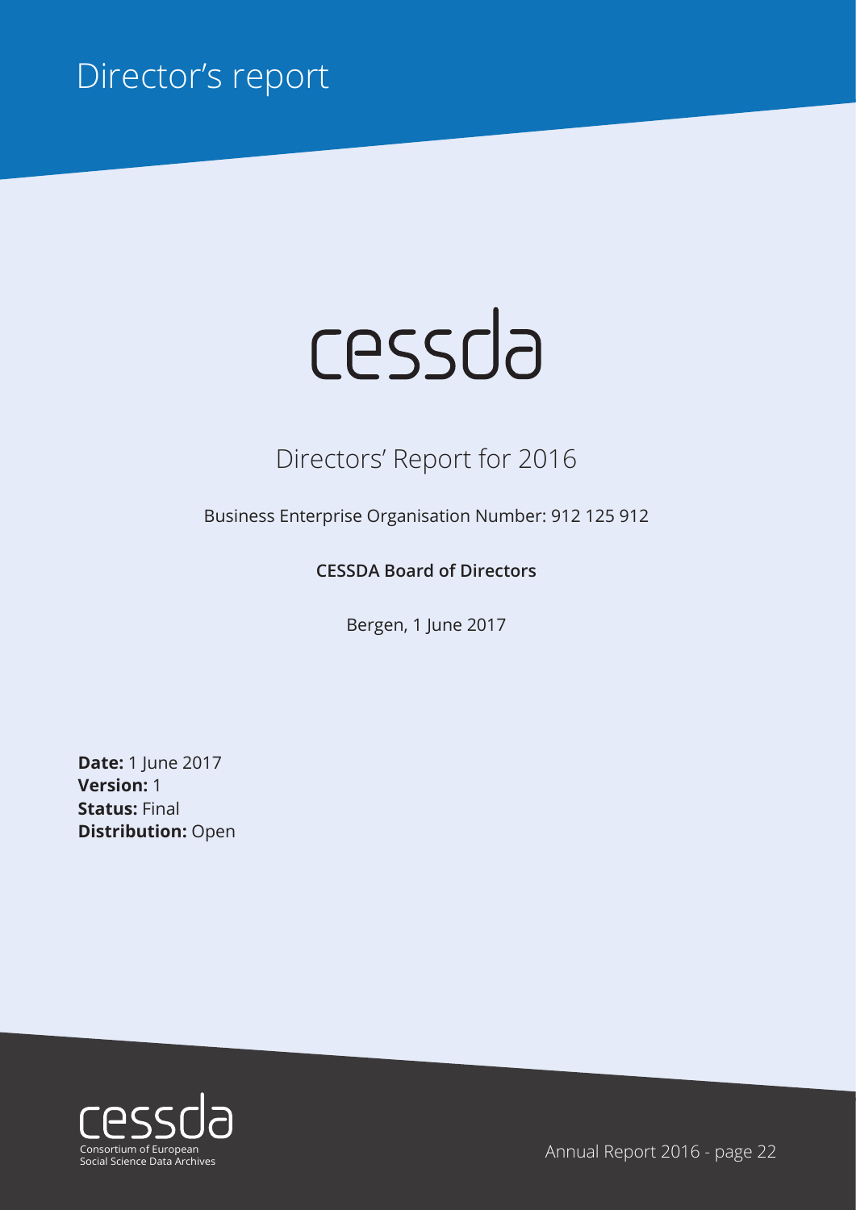# Director's report

cessda

## Directors' Report for 2016

Business Enterprise Organisation Number: 912 125 912

**CESSDA Board of Directors**

Bergen, 1 June 2017

**Date:** 1 June 2017
**Version:** 1
**Status:** Final
**Distribution:** Open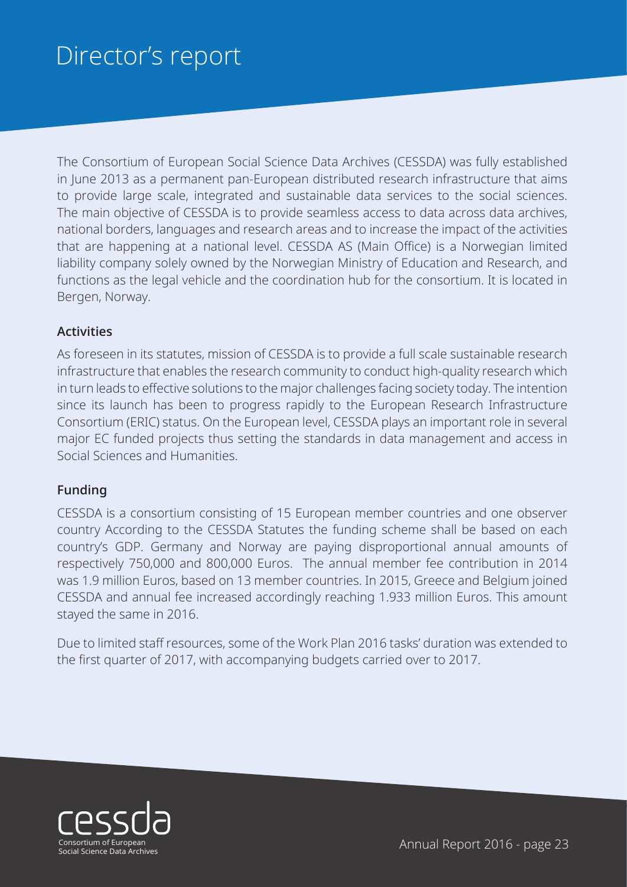# Director's report

The Consortium of European Social Science Data Archives (CESSDA) was fully established in June 2013 as a permanent pan-European distributed research infrastructure that aims to provide large scale, integrated and sustainable data services to the social sciences. The main objective of CESSDA is to provide seamless access to data across data archives, national borders, languages and research areas and to increase the impact of the activities that are happening at a national level. CESSDA AS (Main Office) is a Norwegian limited liability company solely owned by the Norwegian Ministry of Education and Research, and functions as the legal vehicle and the coordination hub for the consortium. It is located in Bergen, Norway.

## Activities

As foreseen in its statutes, mission of CESSDA is to provide a full scale sustainable research infrastructure that enables the research community to conduct high-quality research which in turn leads to effective solutions to the major challenges facing society today. The intention since its launch has been to progress rapidly to the European Research Infrastructure Consortium (ERIC) status. On the European level, CESSDA plays an important role in several major EC funded projects thus setting the standards in data management and access in Social Sciences and Humanities.

## Funding

CESSDA is a consortium consisting of 15 European member countries and one observer country According to the CESSDA Statutes the funding scheme shall be based on each country's GDP. Germany and Norway are paying disproportional annual amounts of respectively 750,000 and 800,000 Euros. The annual member fee contribution in 2014 was 1.9 million Euros, based on 13 member countries. In 2015, Greece and Belgium joined CESSDA and annual fee increased accordingly reaching 1.933 million Euros. This amount stayed the same in 2016.

Due to limited staff resources, some of the Work Plan 2016 tasks' duration was extended to the first quarter of 2017, with accompanying budgets carried over to 2017.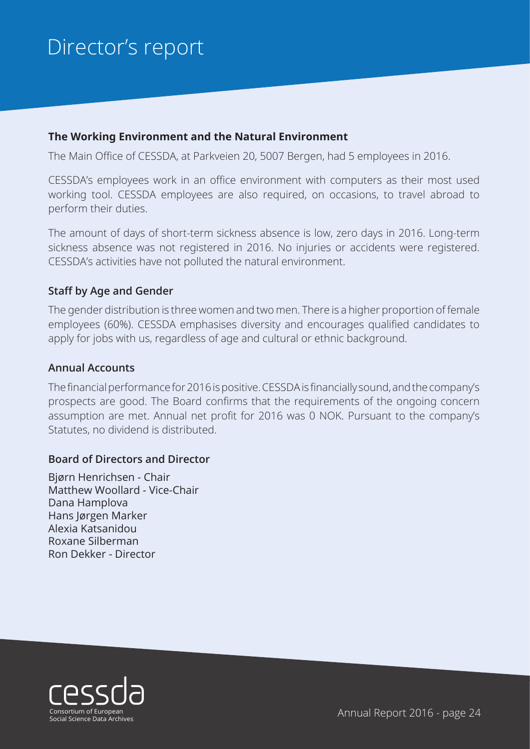# Director's report

**The Working Environment and the Natural Environment**

The Main Office of CESSDA, at Parkveien 20, 5007 Bergen, had 5 employees in 2016.

CESSDA's employees work in an office environment with computers as their most used working tool. CESSDA employees are also required, on occasions, to travel abroad to perform their duties.

The amount of days of short-term sickness absence is low, zero days in 2016. Long-term sickness absence was not registered in 2016. No injuries or accidents were registered. CESSDA's activities have not polluted the natural environment.

**Staff by Age and Gender**

The gender distribution is three women and two men. There is a higher proportion of female employees (60%). CESSDA emphasises diversity and encourages qualified candidates to apply for jobs with us, regardless of age and cultural or ethnic background.

**Annual Accounts**

The financial performance for 2016 is positive. CESSDA is financially sound, and the company's prospects are good. The Board confirms that the requirements of the ongoing concern assumption are met. Annual net profit for 2016 was 0 NOK. Pursuant to the company's Statutes, no dividend is distributed.

**Board of Directors and Director**

Bjørn Henrichsen - Chair
Matthew Woollard - Vice-Chair
Dana Hamplova
Hans Jørgen Marker
Alexia Katsanidou
Roxane Silberman
Ron Dekker - Director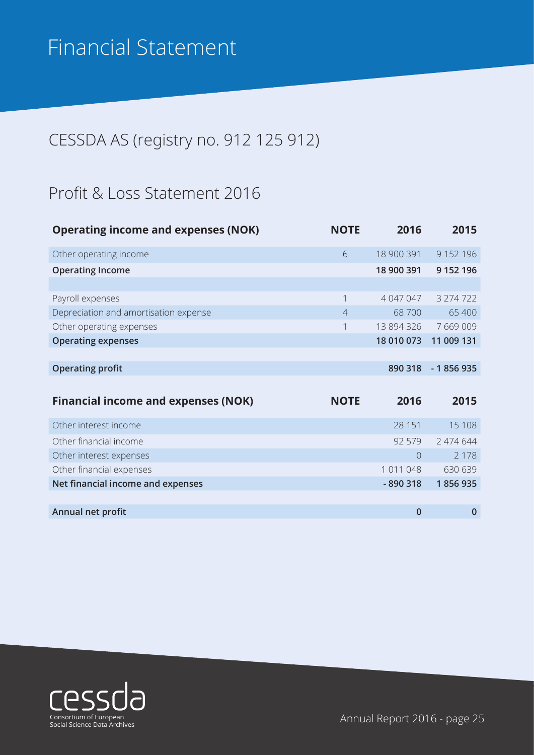# Financial Statement

## CESSDA AS (registry no. 912 125 912)

## Profit & Loss Statement 2016

| Operating income and expenses (NOK) | NOTE | 2016 | 2015 |
|---|---|---|---|
| Other operating income | 6 | 18 900 391 | 9 152 196 |
| **Operating Income** | | **18 900 391** | **9 152 196** |
| | | | |
| Payroll expenses | 1 | 4 047 047 | 3 274 722 |
| Depreciation and amortisation expense | 4 | 68 700 | 65 400 |
| Other operating expenses | 1 | 13 894 326 | 7 669 009 |
| **Operating expenses** | | **18 010 073** | **11 009 131** |
| | | | |
| **Operating profit** | | **890 318** | **- 1 856 935** |

| Financial income and expenses (NOK) | NOTE | 2016 | 2015 |
|---|---|---|---|
| Other interest income | | 28 151 | 15 108 |
| Other financial income | | 92 579 | 2 474 644 |
| Other interest expenses | | 0 | 2 178 |
| Other financial expenses | | 1 011 048 | 630 639 |
| **Net financial income and expenses** | | **- 890 318** | **1 856 935** |
| | | | |
| **Annual net profit** | | **0** | **0** |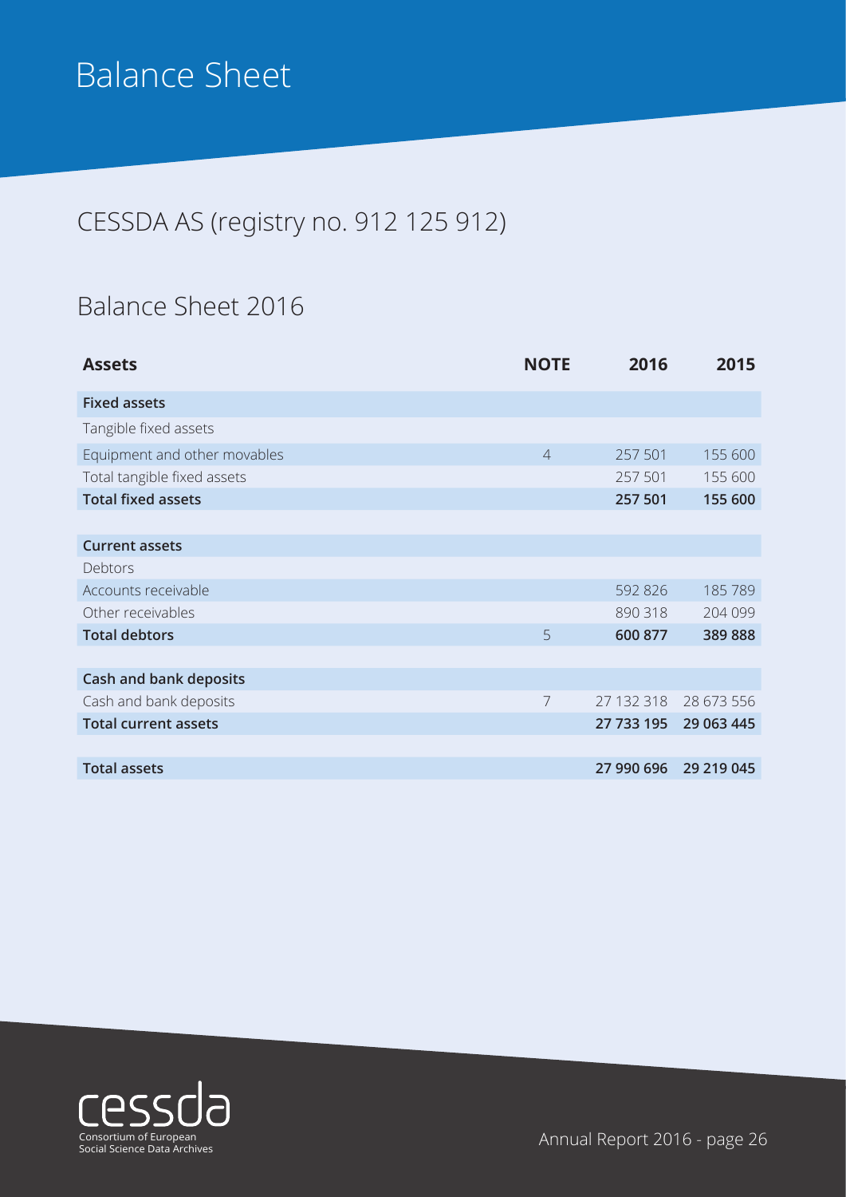# Balance Sheet

## CESSDA AS (registry no. 912 125 912)

## Balance Sheet 2016

| Assets | NOTE | 2016 | 2015 |
|---|---|---|---|
| **Fixed assets** | | | |
| Tangible fixed assets | | | |
| Equipment and other movables | 4 | 257 501 | 155 600 |
| Total tangible fixed assets | | 257 501 | 155 600 |
| **Total fixed assets** | | **257 501** | **155 600** |
| | | | |
| **Current assets** | | | |
| Debtors | | | |
| Accounts receivable | | 592 826 | 185 789 |
| Other receivables | | 890 318 | 204 099 |
| **Total debtors** | 5 | **600 877** | **389 888** |
| | | | |
| **Cash and bank deposits** | | | |
| Cash and bank deposits | 7 | 27 132 318 | 28 673 556 |
| **Total current assets** | | **27 733 195** | **29 063 445** |
| | | | |
| **Total assets** | | **27 990 696** | **29 219 045** |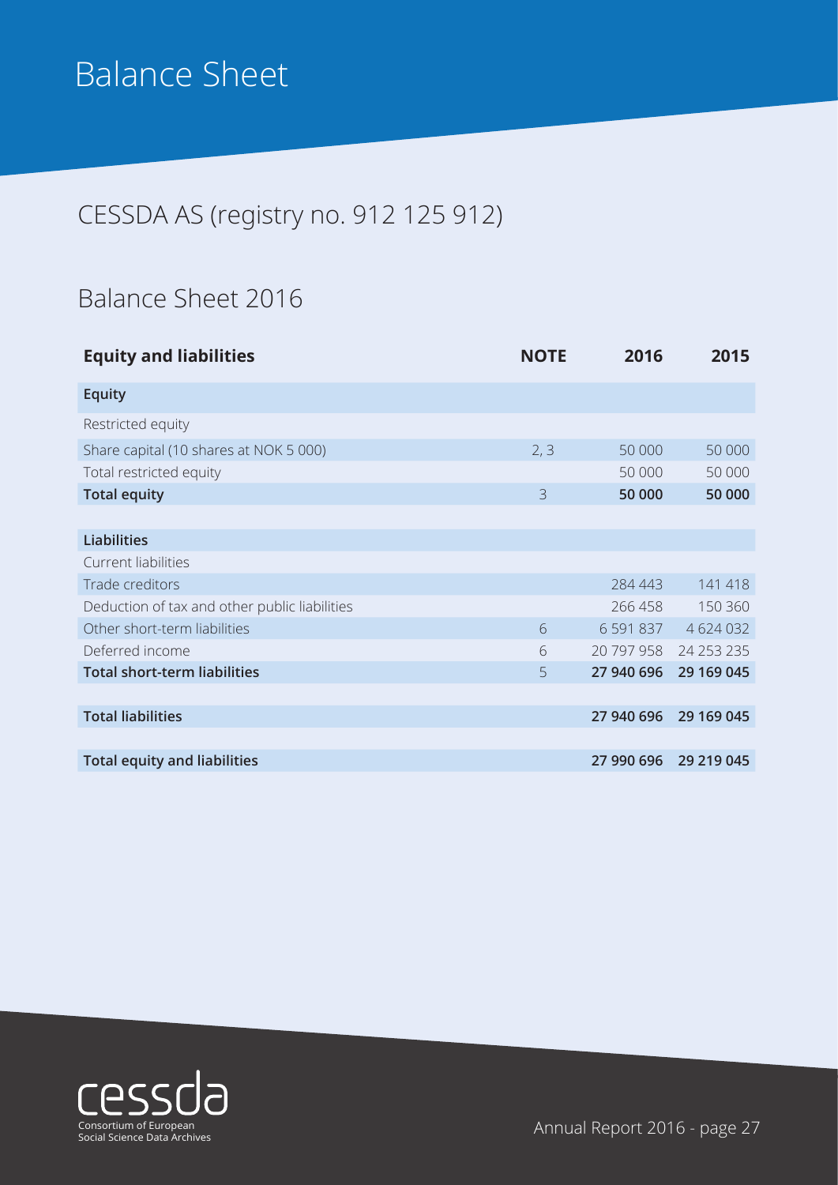# Balance Sheet

## CESSDA AS (registry no. 912 125 912)

## Balance Sheet 2016

| Equity and liabilities | NOTE | 2016 | 2015 |
|---|---|---|---|
| **Equity** | | | |
| Restricted equity | | | |
| Share capital (10 shares at NOK 5 000) | 2, 3 | 50 000 | 50 000 |
| Total restricted equity | | 50 000 | 50 000 |
| **Total equity** | 3 | **50 000** | **50 000** |
| | | | |
| **Liabilities** | | | |
| Current liabilities | | | |
| Trade creditors | | 284 443 | 141 418 |
| Deduction of tax and other public liabilities | | 266 458 | 150 360 |
| Other short-term liabilities | 6 | 6 591 837 | 4 624 032 |
| Deferred income | 6 | 20 797 958 | 24 253 235 |
| **Total short-term liabilities** | 5 | **27 940 696** | **29 169 045** |
| | | | |
| **Total liabilities** | | **27 940 696** | **29 169 045** |
| | | | |
| **Total equity and liabilities** | | **27 990 696** | **29 219 045** |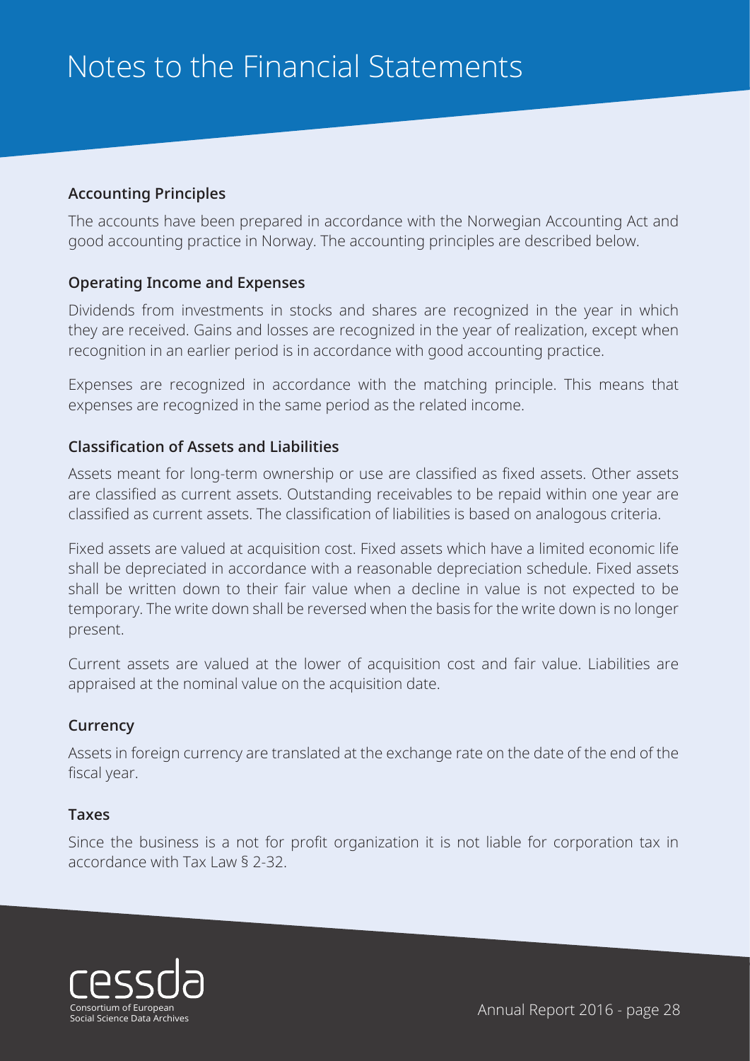# Notes to the Financial Statements

## Accounting Principles

The accounts have been prepared in accordance with the Norwegian Accounting Act and good accounting practice in Norway. The accounting principles are described below.

## Operating Income and Expenses

Dividends from investments in stocks and shares are recognized in the year in which they are received. Gains and losses are recognized in the year of realization, except when recognition in an earlier period is in accordance with good accounting practice.

Expenses are recognized in accordance with the matching principle. This means that expenses are recognized in the same period as the related income.

## Classification of Assets and Liabilities

Assets meant for long-term ownership or use are classified as fixed assets. Other assets are classified as current assets. Outstanding receivables to be repaid within one year are classified as current assets. The classification of liabilities is based on analogous criteria.

Fixed assets are valued at acquisition cost. Fixed assets which have a limited economic life shall be depreciated in accordance with a reasonable depreciation schedule. Fixed assets shall be written down to their fair value when a decline in value is not expected to be temporary. The write down shall be reversed when the basis for the write down is no longer present.

Current assets are valued at the lower of acquisition cost and fair value. Liabilities are appraised at the nominal value on the acquisition date.

## Currency

Assets in foreign currency are translated at the exchange rate on the date of the end of the fiscal year.

## Taxes

Since the business is a not for profit organization it is not liable for corporation tax in accordance with Tax Law § 2-32.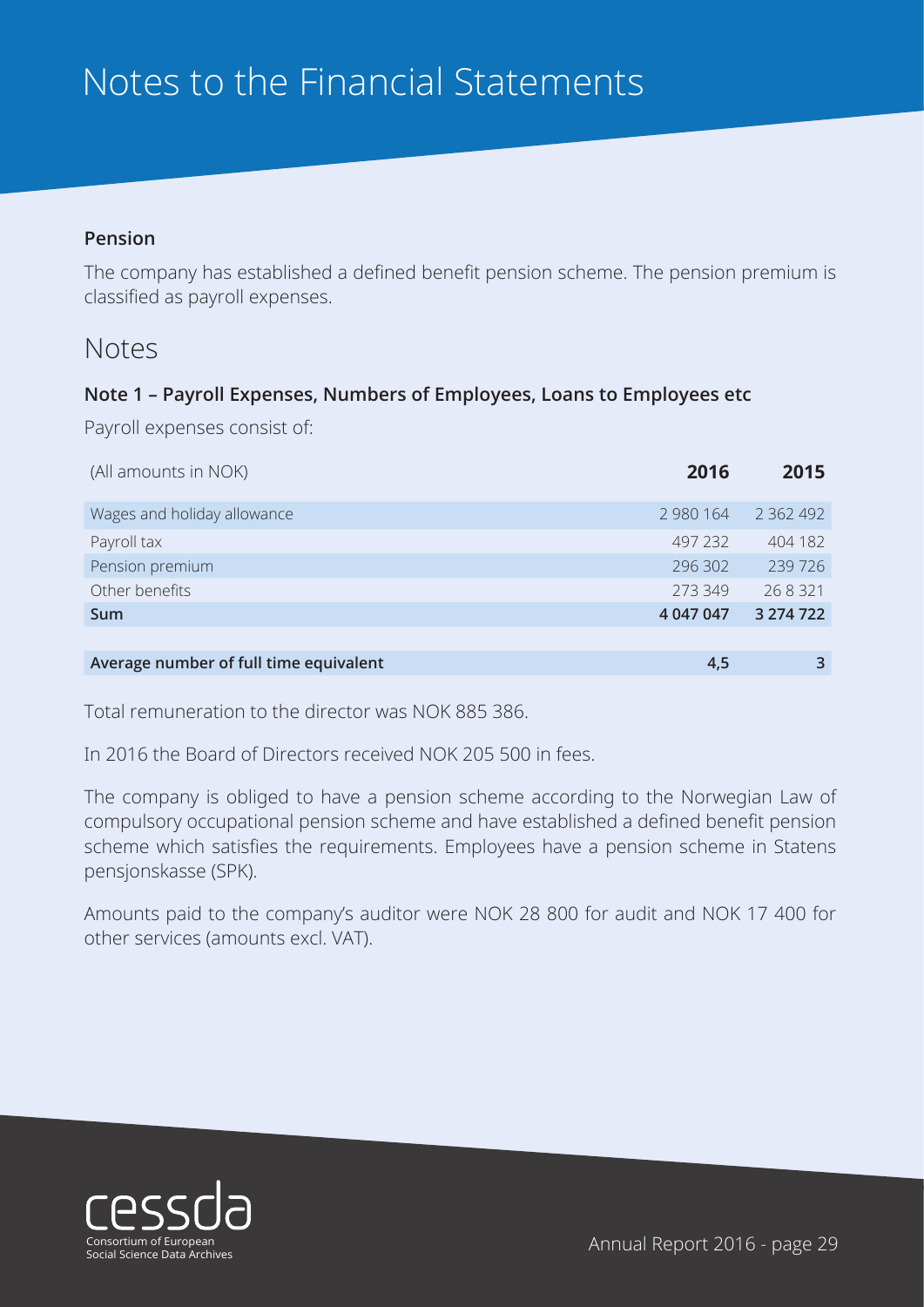# Notes to the Financial Statements

**Pension**

The company has established a defined benefit pension scheme. The pension premium is classified as payroll expenses.

## Notes

### Note 1 – Payroll Expenses, Numbers of Employees, Loans to Employees etc

Payroll expenses consist of:

| (All amounts in NOK) | 2016 | 2015 |
|---|---|---|
| Wages and holiday allowance | 2 980 164 | 2 362 492 |
| Payroll tax | 497 232 | 404 182 |
| Pension premium | 296 302 | 239 726 |
| Other benefits | 273 349 | 26 8 321 |
| **Sum** | **4 047 047** | **3 274 722** |
| | | |
| **Average number of full time equivalent** | **4,5** | **3** |

Total remuneration to the director was NOK 885 386.

In 2016 the Board of Directors received NOK 205 500 in fees.

The company is obliged to have a pension scheme according to the Norwegian Law of compulsory occupational pension scheme and have established a defined benefit pension scheme which satisfies the requirements. Employees have a pension scheme in Statens pensjonskasse (SPK).

Amounts paid to the company's auditor were NOK 28 800 for audit and NOK 17 400 for other services (amounts excl. VAT).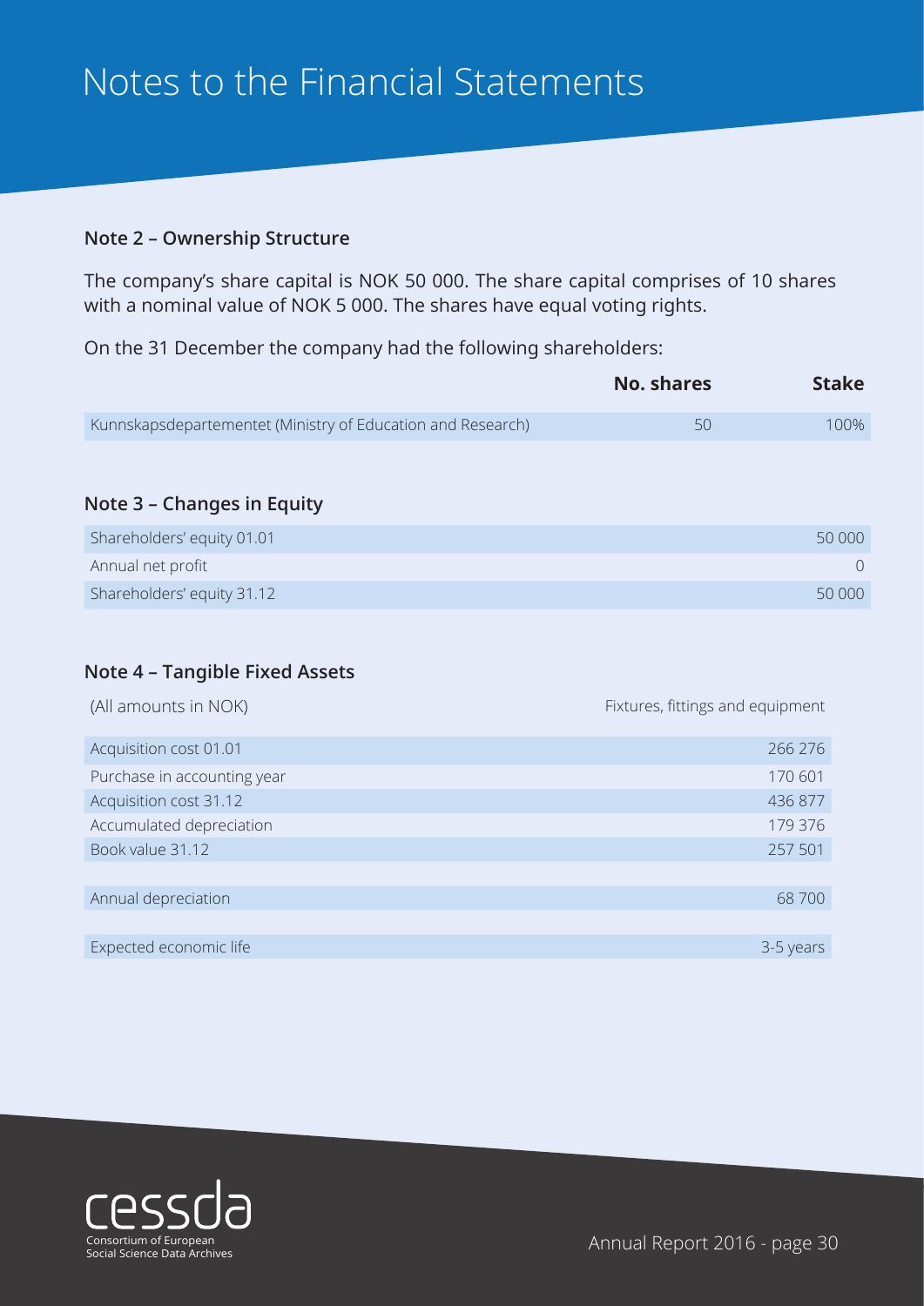# Notes to the Financial Statements

### Note 2 – Ownership Structure

The company's share capital is NOK 50 000. The share capital comprises of 10 shares with a nominal value of NOK 5 000. The shares have equal voting rights.

On the 31 December the company had the following shareholders:

| | No. shares | Stake |
|---|---|---|
| Kunnskapsdepartementet (Ministry of Education and Research) | 50 | 100% |

### Note 3 – Changes in Equity

| | |
|---|---|
| Shareholders' equity 01.01 | 50 000 |
| Annual net profit | 0 |
| Shareholders' equity 31.12 | 50 000 |

### Note 4 – Tangible Fixed Assets

| (All amounts in NOK) | Fixtures, fittings and equipment |
|---|---|
| Acquisition cost 01.01 | 266 276 |
| Purchase in accounting year | 170 601 |
| Acquisition cost 31.12 | 436 877 |
| Accumulated depreciation | 179 376 |
| Book value 31.12 | 257 501 |
| | |
| Annual depreciation | 68 700 |
| | |
| Expected economic life | 3-5 years |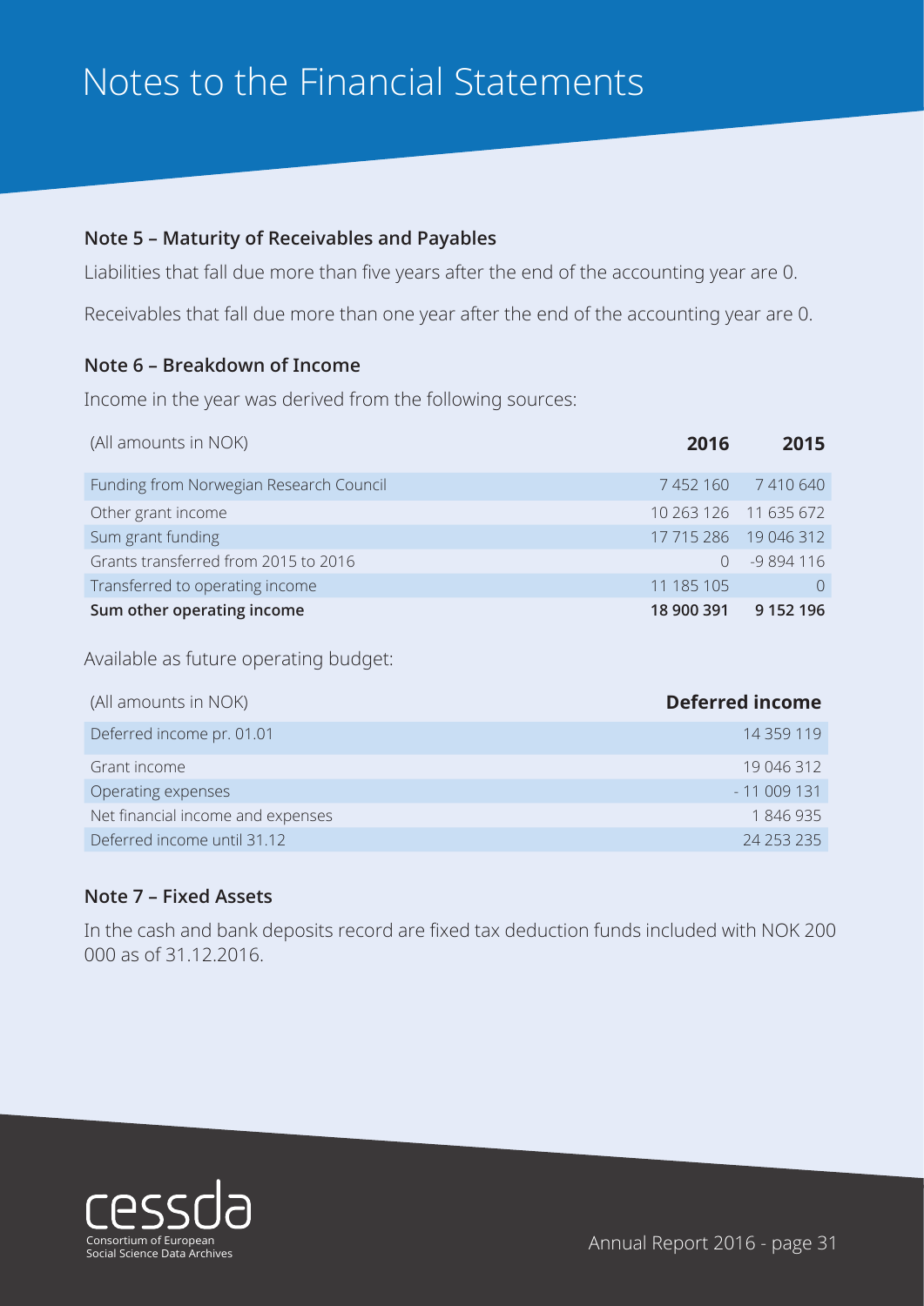# Notes to the Financial Statements

### Note 5 – Maturity of Receivables and Payables

Liabilities that fall due more than five years after the end of the accounting year are 0.

Receivables that fall due more than one year after the end of the accounting year are 0.

### Note 6 – Breakdown of Income

Income in the year was derived from the following sources:

| (All amounts in NOK) | 2016 | 2015 |
|---|---|---|
| Funding from Norwegian Research Council | 7 452 160 | 7 410 640 |
| Other grant income | 10 263 126 | 11 635 672 |
| Sum grant funding | 17 715 286 | 19 046 312 |
| Grants transferred from 2015 to 2016 | 0 | -9 894 116 |
| Transferred to operating income | 11 185 105 | 0 |
| **Sum other operating income** | **18 900 391** | **9 152 196** |

Available as future operating budget:

| (All amounts in NOK) | Deferred income |
|---|---|
| Deferred income pr. 01.01 | 14 359 119 |
| Grant income | 19 046 312 |
| Operating expenses | - 11 009 131 |
| Net financial income and expenses | 1 846 935 |
| Deferred income until 31.12 | 24 253 235 |

### Note 7 – Fixed Assets

In the cash and bank deposits record are fixed tax deduction funds included with NOK 200 000 as of 31.12.2016.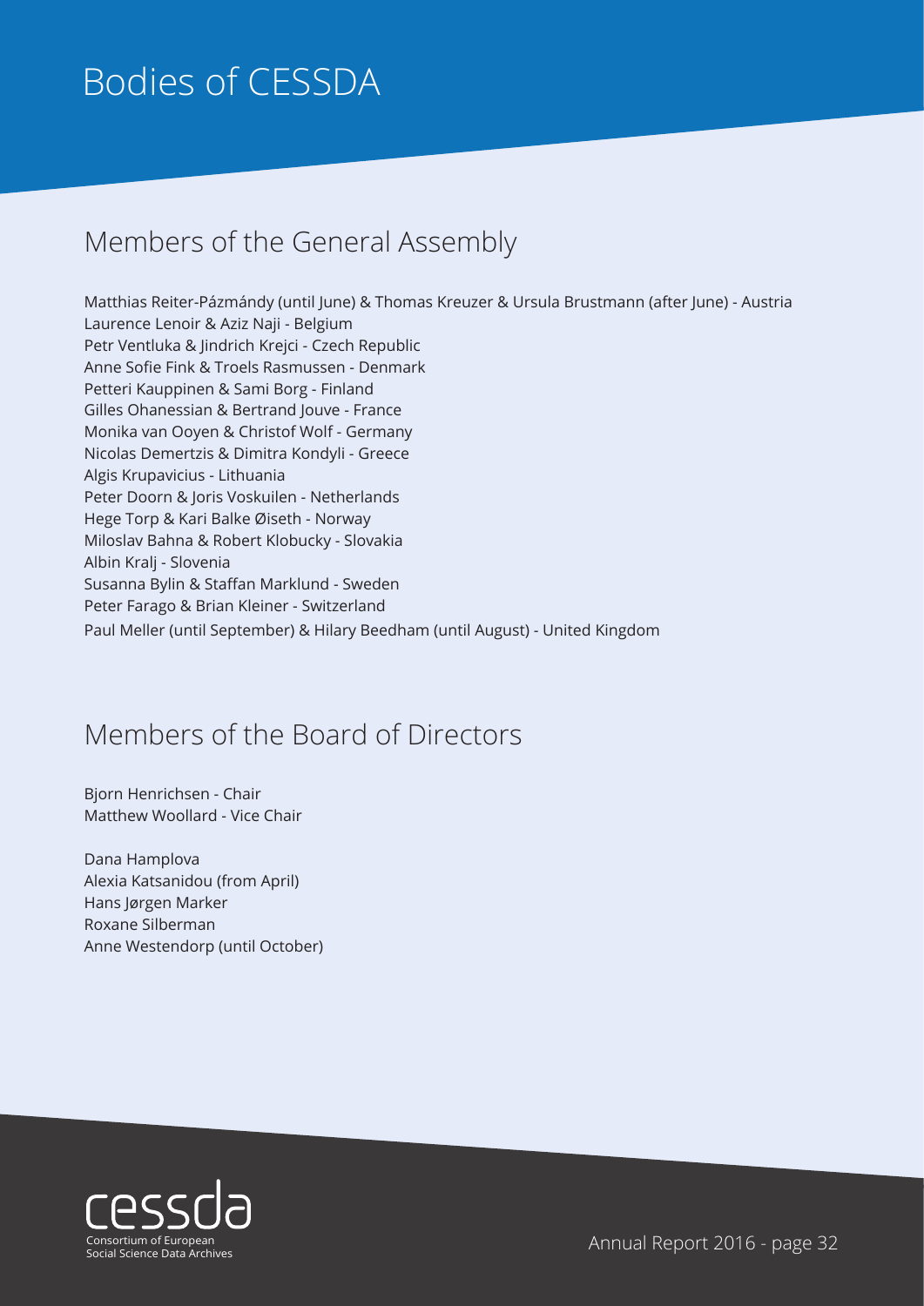# Bodies of CESSDA

## Members of the General Assembly

Matthias Reiter-Pázmándy (until June) & Thomas Kreuzer & Ursula Brustmann (after June) - Austria
Laurence Lenoir & Aziz Naji - Belgium
Petr Ventluka & Jindrich Krejci - Czech Republic
Anne Sofie Fink & Troels Rasmussen - Denmark
Petteri Kauppinen & Sami Borg - Finland
Gilles Ohanessian & Bertrand Jouve - France
Monika van Ooyen & Christof Wolf - Germany
Nicolas Demertzis & Dimitra Kondyli - Greece
Algis Krupavicius - Lithuania
Peter Doorn & Joris Voskuilen - Netherlands
Hege Torp & Kari Balke Øiseth - Norway
Miloslav Bahna & Robert Klobucky - Slovakia
Albin Kralj - Slovenia
Susanna Bylin & Staffan Marklund - Sweden
Peter Farago & Brian Kleiner - Switzerland
Paul Meller (until September) & Hilary Beedham (until August) - United Kingdom

## Members of the Board of Directors

Bjorn Henrichsen - Chair
Matthew Woollard - Vice Chair

Dana Hamplova
Alexia Katsanidou (from April)
Hans Jørgen Marker
Roxane Silberman
Anne Westendorp (until October)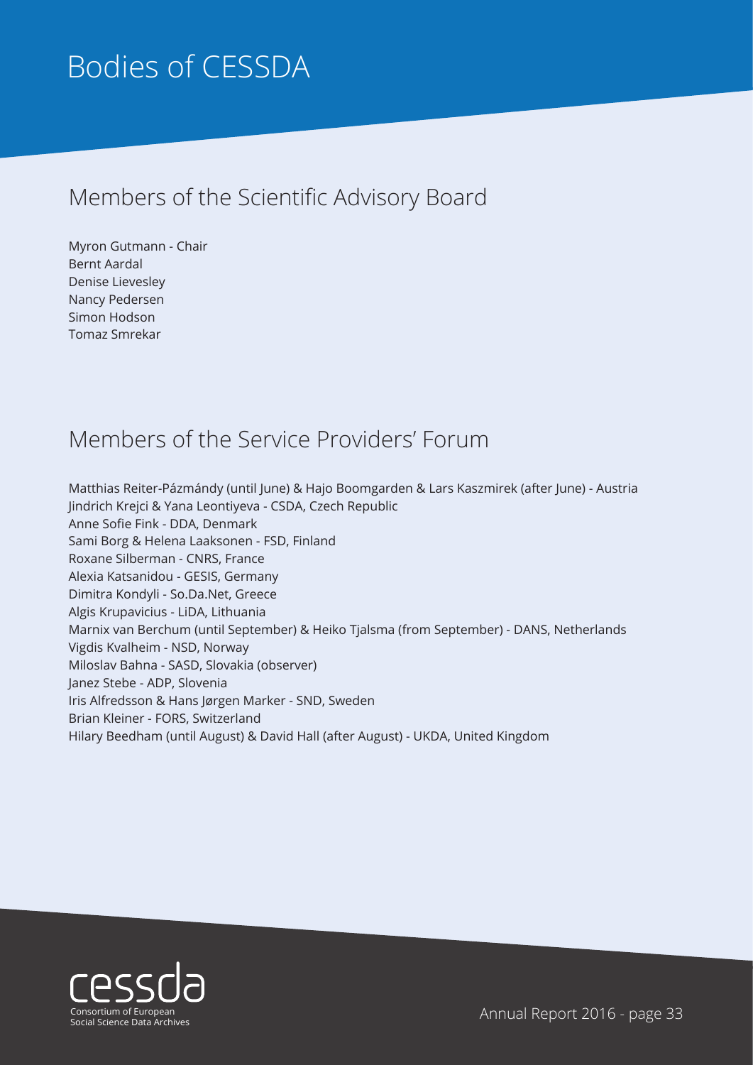# Bodies of CESSDA

## Members of the Scientific Advisory Board

Myron Gutmann - Chair
Bernt Aardal
Denise Lievesley
Nancy Pedersen
Simon Hodson
Tomaz Smrekar

## Members of the Service Providers' Forum

Matthias Reiter-Pázmándy (until June) & Hajo Boomgarden & Lars Kaszmirek (after June) - Austria
Jindrich Krejci & Yana Leontiyeva - CSDA, Czech Republic
Anne Sofie Fink - DDA, Denmark
Sami Borg & Helena Laaksonen - FSD, Finland
Roxane Silberman - CNRS, France
Alexia Katsanidou - GESIS, Germany
Dimitra Kondyli - So.Da.Net, Greece
Algis Krupavicius - LiDA, Lithuania
Marnix van Berchum (until September) & Heiko Tjalsma (from September) - DANS, Netherlands
Vigdis Kvalheim - NSD, Norway
Miloslav Bahna - SASD, Slovakia (observer)
Janez Stebe - ADP, Slovenia
Iris Alfredsson & Hans Jørgen Marker - SND, Sweden
Brian Kleiner - FORS, Switzerland
Hilary Beedham (until August) & David Hall (after August) - UKDA, United Kingdom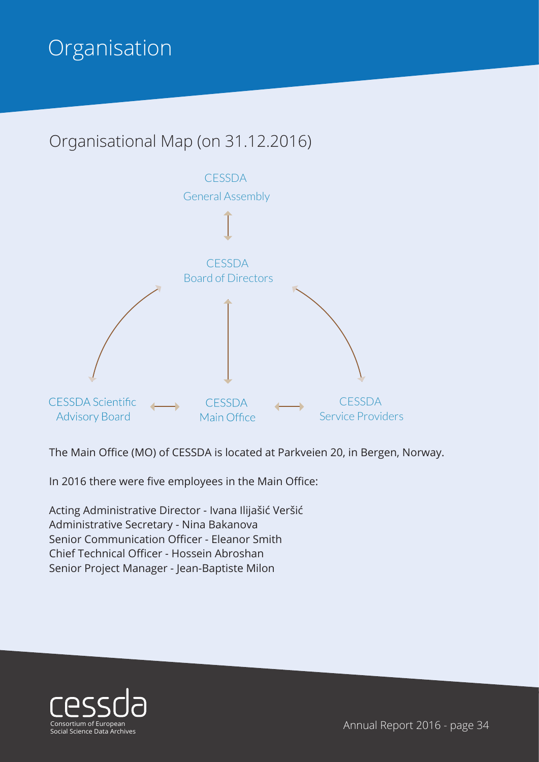# Organisation

## Organisational Map (on 31.12.2016)

CESSDA General Assembly

CESSDA Board of Directors

CESSDA Scientific Advisory Board

CESSDA Main Office

CESSDA Service Providers

The Main Office (MO) of CESSDA is located at Parkveien 20, in Bergen, Norway.

In 2016 there were five employees in the Main Office:

Acting Administrative Director - Ivana Ilijašić Veršić
Administrative Secretary - Nina Bakanova
Senior Communication Officer - Eleanor Smith
Chief Technical Officer - Hossein Abroshan
Senior Project Manager - Jean-Baptiste Milon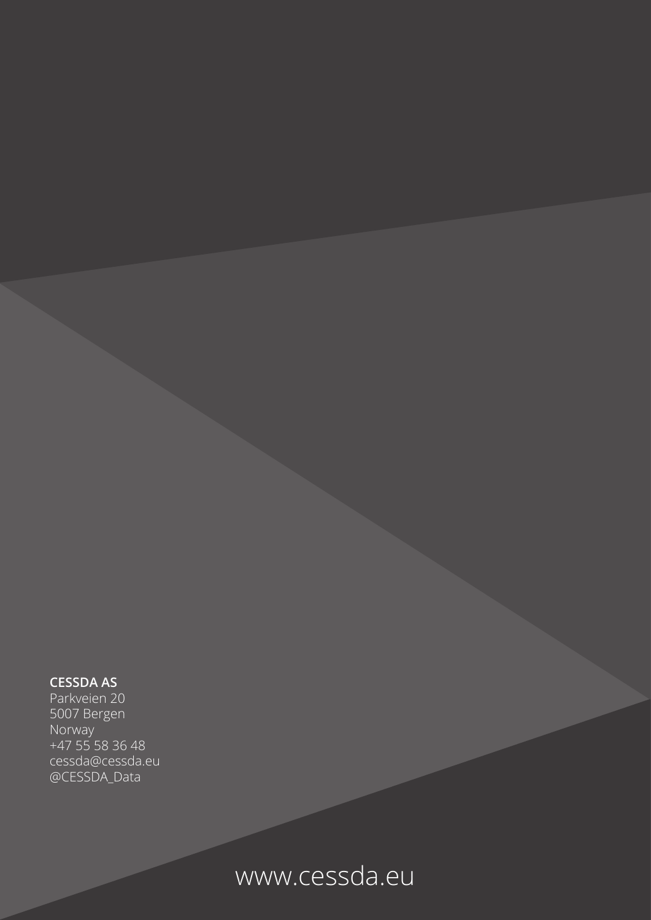**CESSDA AS**
Parkveien 20
5007 Bergen
Norway
+47 55 58 36 48
cessda@cessda.eu
@CESSDA_Data

www.cessda.eu